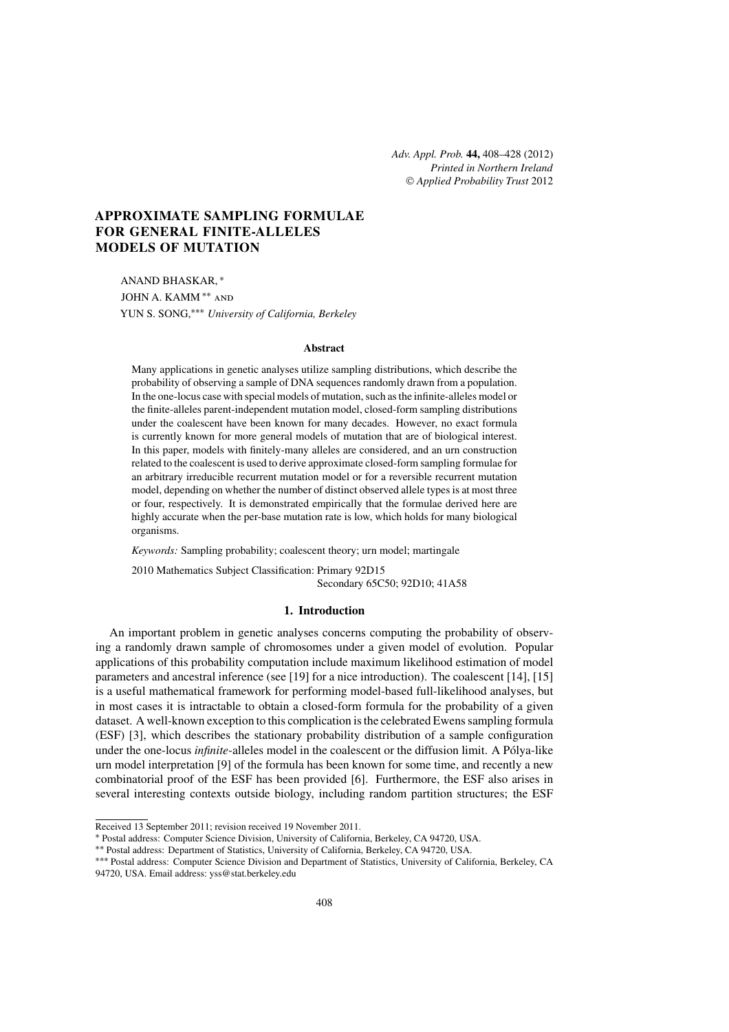# APPROXIMATE SAMPLING FORMULAE FOR GENERAL FINITE-ALLELES MODELS OF MUTATION

ANAND BHASKAR, *
JOHN A. KAMM ** AND
YUN S. SONG,*** *University of California, Berkeley*

### Abstract

Many applications in genetic analyses utilize sampling distributions, which describe the probability of observing a sample of DNA sequences randomly drawn from a population. In the one-locus case with special models of mutation, such as the infinite-alleles model or the finite-alleles parent-independent mutation model, closed-form sampling distributions under the coalescent have been known for many decades. However, no exact formula is currently known for more general models of mutation that are of biological interest. In this paper, models with finitely-many alleles are considered, and an urn construction related to the coalescent is used to derive approximate closed-form sampling formulae for an arbitrary irreducible recurrent mutation model or for a reversible recurrent mutation model, depending on whether the number of distinct observed allele types is at most three or four, respectively. It is demonstrated empirically that the formulae derived here are highly accurate when the per-base mutation rate is low, which holds for many biological organisms.

*Keywords:* Sampling probability; coalescent theory; urn model; martingale

2010 Mathematics Subject Classification: Primary 92D15
Secondary 65C50; 92D10; 41A58

## 1. Introduction

An important problem in genetic analyses concerns computing the probability of observing a randomly drawn sample of chromosomes under a given model of evolution. Popular applications of this probability computation include maximum likelihood estimation of model parameters and ancestral inference (see [19] for a nice introduction). The coalescent [14], [15] is a useful mathematical framework for performing model-based full-likelihood analyses, but in most cases it is intractable to obtain a closed-form formula for the probability of a given dataset. A well-known exception to this complication is the celebrated Ewens sampling formula (ESF) [3], which describes the stationary probability distribution of a sample configuration under the one-locus *infinite*-alleles model in the coalescent or the diffusion limit. A Pólya-like urn model interpretation [9] of the formula has been known for some time, and recently a new combinatorial proof of the ESF has been provided [6]. Furthermore, the ESF also arises in several interesting contexts outside biology, including random partition structures; the ESF

---

Received 13 September 2011; revision received 19 November 2011.

\* Postal address: Computer Science Division, University of California, Berkeley, CA 94720, USA.

\*\* Postal address: Department of Statistics, University of California, Berkeley, CA 94720, USA.

\*\*\* Postal address: Computer Science Division and Department of Statistics, University of California, Berkeley, CA 94720, USA. Email address: yss@stat.berkeley.edu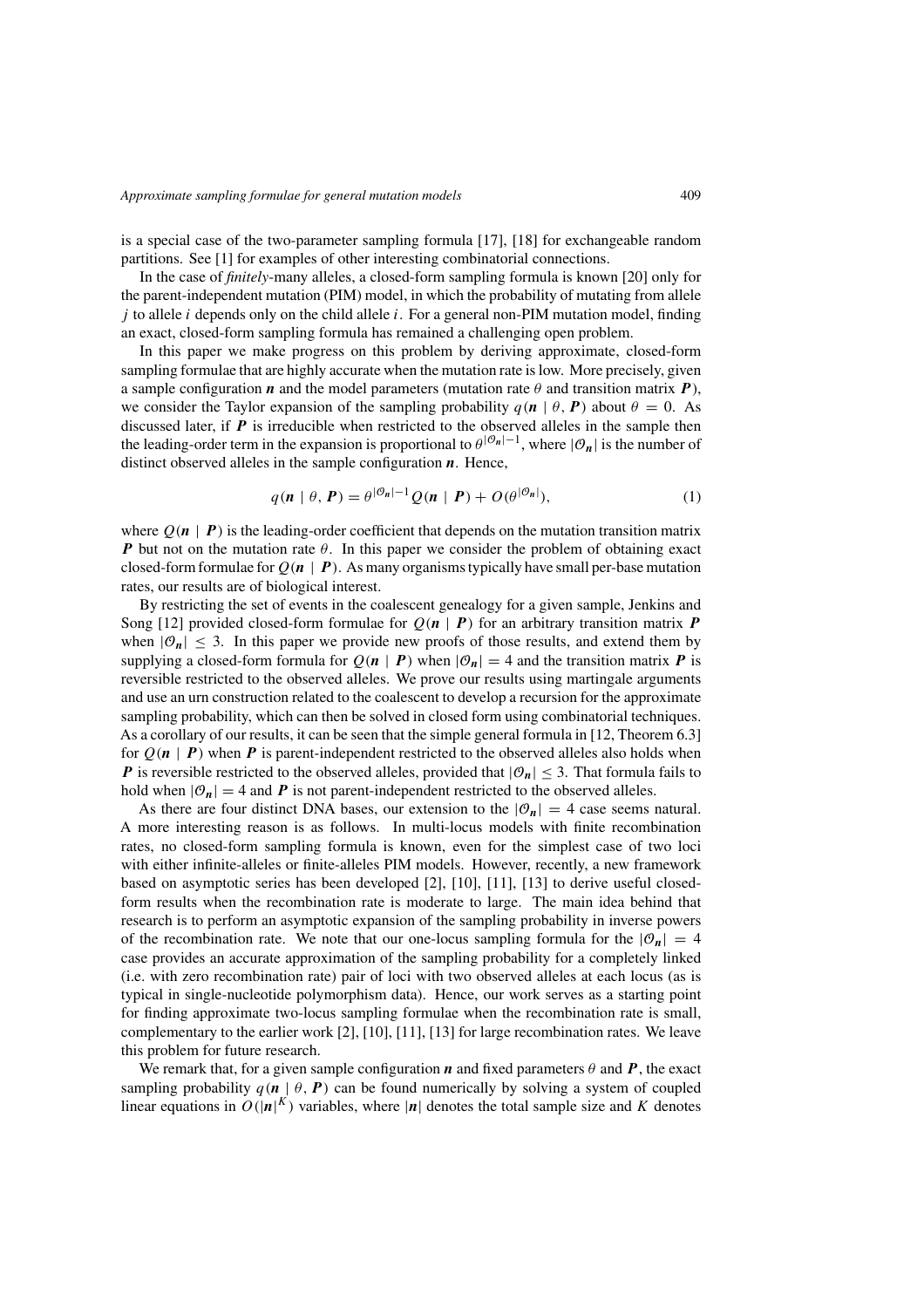is a special case of the two-parameter sampling formula [17], [18] for exchangeable random partitions. See [1] for examples of other interesting combinatorial connections.

In the case of *finitely*-many alleles, a closed-form sampling formula is known [20] only for the parent-independent mutation (PIM) model, in which the probability of mutating from allele $j$ to allele $i$ depends only on the child allele $i$. For a general non-PIM mutation model, finding an exact, closed-form sampling formula has remained a challenging open problem.

In this paper we make progress on this problem by deriving approximate, closed-form sampling formulae that are highly accurate when the mutation rate is low. More precisely, given a sample configuration $\boldsymbol{n}$ and the model parameters (mutation rate $\theta$ and transition matrix $\boldsymbol{P}$), we consider the Taylor expansion of the sampling probability $q(\boldsymbol{n} \mid \theta, \boldsymbol{P})$ about $\theta = 0$. As discussed later, if $\boldsymbol{P}$ is irreducible when restricted to the observed alleles in the sample then the leading-order term in the expansion is proportional to $\theta^{|\mathcal{O}_{\boldsymbol{n}}|-1}$, where $|\mathcal{O}_{\boldsymbol{n}}|$ is the number of distinct observed alleles in the sample configuration $\boldsymbol{n}$. Hence,

$$q(\boldsymbol{n} \mid \theta, \boldsymbol{P}) = \theta^{|\mathcal{O}_{\boldsymbol{n}}|-1} Q(\boldsymbol{n} \mid \boldsymbol{P}) + O(\theta^{|\mathcal{O}_{\boldsymbol{n}}|}), \tag{1}$$

where $Q(\boldsymbol{n} \mid \boldsymbol{P})$ is the leading-order coefficient that depends on the mutation transition matrix $\boldsymbol{P}$ but not on the mutation rate $\theta$. In this paper we consider the problem of obtaining exact closed-form formulae for $Q(\boldsymbol{n} \mid \boldsymbol{P})$. As many organisms typically have small per-base mutation rates, our results are of biological interest.

By restricting the set of events in the coalescent genealogy for a given sample, Jenkins and Song [12] provided closed-form formulae for $Q(\boldsymbol{n} \mid \boldsymbol{P})$ for an arbitrary transition matrix $\boldsymbol{P}$ when $|\mathcal{O}_{\boldsymbol{n}}| \leq 3$. In this paper we provide new proofs of those results, and extend them by supplying a closed-form formula for $Q(\boldsymbol{n} \mid \boldsymbol{P})$ when $|\mathcal{O}_{\boldsymbol{n}}| = 4$ and the transition matrix $\boldsymbol{P}$ is reversible restricted to the observed alleles. We prove our results using martingale arguments and use an urn construction related to the coalescent to develop a recursion for the approximate sampling probability, which can then be solved in closed form using combinatorial techniques. As a corollary of our results, it can be seen that the simple general formula in [12, Theorem 6.3] for $Q(\boldsymbol{n} \mid \boldsymbol{P})$ when $\boldsymbol{P}$ is parent-independent restricted to the observed alleles also holds when $\boldsymbol{P}$ is reversible restricted to the observed alleles, provided that $|\mathcal{O}_{\boldsymbol{n}}| \leq 3$. That formula fails to hold when $|\mathcal{O}_{\boldsymbol{n}}| = 4$ and $\boldsymbol{P}$ is not parent-independent restricted to the observed alleles.

As there are four distinct DNA bases, our extension to the $|\mathcal{O}_{\boldsymbol{n}}| = 4$ case seems natural. A more interesting reason is as follows. In multi-locus models with finite recombination rates, no closed-form sampling formula is known, even for the simplest case of two loci with either infinite-alleles or finite-alleles PIM models. However, recently, a new framework based on asymptotic series has been developed [2], [10], [11], [13] to derive useful closed-form results when the recombination rate is moderate to large. The main idea behind that research is to perform an asymptotic expansion of the sampling probability in inverse powers of the recombination rate. We note that our one-locus sampling formula for the $|\mathcal{O}_{\boldsymbol{n}}| = 4$ case provides an accurate approximation of the sampling probability for a completely linked (i.e. with zero recombination rate) pair of loci with two observed alleles at each locus (as is typical in single-nucleotide polymorphism data). Hence, our work serves as a starting point for finding approximate two-locus sampling formulae when the recombination rate is small, complementary to the earlier work [2], [10], [11], [13] for large recombination rates. We leave this problem for future research.

We remark that, for a given sample configuration $\boldsymbol{n}$ and fixed parameters $\theta$ and $\boldsymbol{P}$, the exact sampling probability $q(\boldsymbol{n} \mid \theta, \boldsymbol{P})$ can be found numerically by solving a system of coupled linear equations in $O(|\boldsymbol{n}|^K)$ variables, where $|\boldsymbol{n}|$ denotes the total sample size and $K$ denotes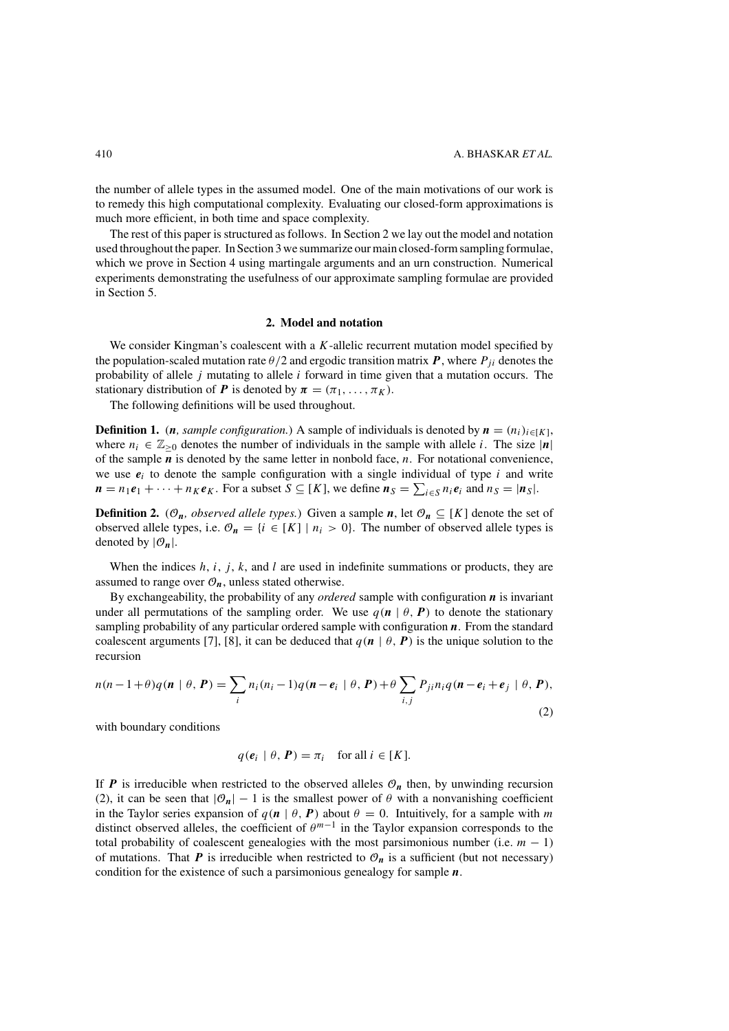the number of allele types in the assumed model. One of the main motivations of our work is to remedy this high computational complexity. Evaluating our closed-form approximations is much more efficient, in both time and space complexity.

The rest of this paper is structured as follows. In Section 2 we lay out the model and notation used throughout the paper. In Section 3 we summarize our main closed-form sampling formulae, which we prove in Section 4 using martingale arguments and an urn construction. Numerical experiments demonstrating the usefulness of our approximate sampling formulae are provided in Section 5.

## 2. Model and notation

We consider Kingman's coalescent with a $K$-allelic recurrent mutation model specified by the population-scaled mutation rate $\theta/2$ and ergodic transition matrix $\boldsymbol{P}$, where $P_{ji}$ denotes the probability of allele $j$ mutating to allele $i$ forward in time given that a mutation occurs. The stationary distribution of $\boldsymbol{P}$ is denoted by $\boldsymbol{\pi} = (\pi_1, \dots, \pi_K)$.

The following definitions will be used throughout.

**Definition 1.** (*$\boldsymbol{n}$, sample configuration.*) A sample of individuals is denoted by $\boldsymbol{n} = (n_i)_{i \in [K]}$, where $n_i \in \mathbb{Z}_{\geq 0}$ denotes the number of individuals in the sample with allele $i$. The size $|\boldsymbol{n}|$ of the sample $\boldsymbol{n}$ is denoted by the same letter in nonbold face, $n$. For notational convenience, we use $\boldsymbol{e}_i$ to denote the sample configuration with a single individual of type $i$ and write $\boldsymbol{n} = n_1 \boldsymbol{e}_1 + \cdots + n_K \boldsymbol{e}_K$. For a subset $S \subseteq [K]$, we define $\boldsymbol{n}_S = \sum_{i \in S} n_i \boldsymbol{e}_i$ and $n_S = |\boldsymbol{n}_S|$.

**Definition 2.** (*$\mathcal{O}_{\boldsymbol{n}}$, observed allele types.*) Given a sample $\boldsymbol{n}$, let $\mathcal{O}_{\boldsymbol{n}} \subseteq [K]$ denote the set of observed allele types, i.e. $\mathcal{O}_{\boldsymbol{n}} = \{i \in [K] \mid n_i > 0\}$. The number of observed allele types is denoted by $|\mathcal{O}_{\boldsymbol{n}}|$.

When the indices $h$, $i$, $j$, $k$, and $l$ are used in indefinite summations or products, they are assumed to range over $\mathcal{O}_{\boldsymbol{n}}$, unless stated otherwise.

By exchangeability, the probability of any *ordered* sample with configuration $\boldsymbol{n}$ is invariant under all permutations of the sampling order. We use $q(\boldsymbol{n} \mid \theta, \boldsymbol{P})$ to denote the stationary sampling probability of any particular ordered sample with configuration $\boldsymbol{n}$. From the standard coalescent arguments [7], [8], it can be deduced that $q(\boldsymbol{n} \mid \theta, \boldsymbol{P})$ is the unique solution to the recursion

$$n(n-1+\theta)q(\boldsymbol{n} \mid \theta, \boldsymbol{P}) = \sum_i n_i(n_i - 1)q(\boldsymbol{n} - \boldsymbol{e}_i \mid \theta, \boldsymbol{P}) + \theta \sum_{i,j} P_{ji} n_i q(\boldsymbol{n} - \boldsymbol{e}_i + \boldsymbol{e}_j \mid \theta, \boldsymbol{P}), \tag{2}$$

with boundary conditions

$$q(\boldsymbol{e}_i \mid \theta, \boldsymbol{P}) = \pi_i \quad \text{for all } i \in [K].$$

If $\boldsymbol{P}$ is irreducible when restricted to the observed alleles $\mathcal{O}_{\boldsymbol{n}}$ then, by unwinding recursion (2), it can be seen that $|\mathcal{O}_{\boldsymbol{n}}| - 1$ is the smallest power of $\theta$ with a nonvanishing coefficient in the Taylor series expansion of $q(\boldsymbol{n} \mid \theta, \boldsymbol{P})$ about $\theta = 0$. Intuitively, for a sample with $m$ distinct observed alleles, the coefficient of $\theta^{m-1}$ in the Taylor expansion corresponds to the total probability of coalescent genealogies with the most parsimonious number (i.e. $m - 1$) of mutations. That $\boldsymbol{P}$ is irreducible when restricted to $\mathcal{O}_{\boldsymbol{n}}$ is a sufficient (but not necessary) condition for the existence of such a parsimonious genealogy for sample $\boldsymbol{n}$.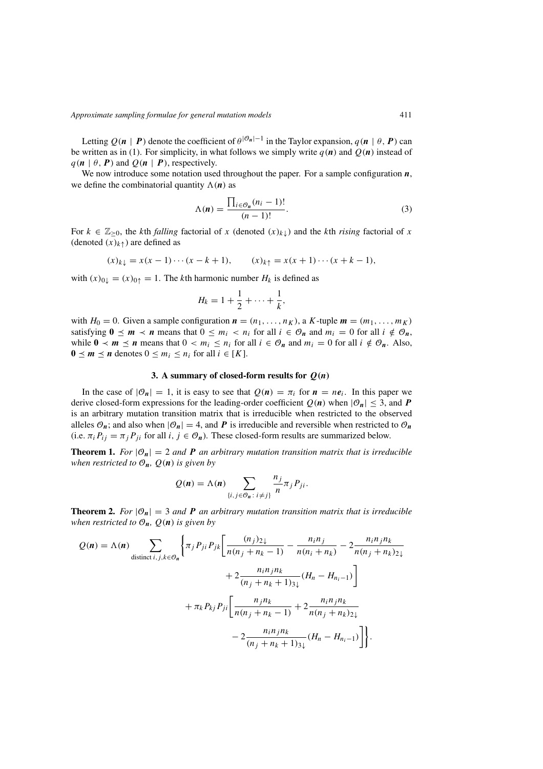Letting $Q(\boldsymbol{n} \mid \boldsymbol{P})$ denote the coefficient of $\theta^{|\mathcal{O}_{\boldsymbol{n}}|-1}$ in the Taylor expansion, $q(\boldsymbol{n} \mid \theta, \boldsymbol{P})$ can be written as in (1). For simplicity, in what follows we simply write $q(\boldsymbol{n})$ and $Q(\boldsymbol{n})$ instead of $q(\boldsymbol{n} \mid \theta, \boldsymbol{P})$ and $Q(\boldsymbol{n} \mid \boldsymbol{P})$, respectively.

We now introduce some notation used throughout the paper. For a sample configuration $\boldsymbol{n}$, we define the combinatorial quantity $\Lambda(\boldsymbol{n})$ as

$$\Lambda(\boldsymbol{n}) = \frac{\prod_{i \in \mathcal{O}_{\boldsymbol{n}}} (n_i - 1)!}{(n-1)!}. \tag{3}$$

For $k \in \mathbb{Z}_{\geq 0}$, the $k$th *falling* factorial of $x$ (denoted $(x)_{k\downarrow}$) and the $k$th *rising* factorial of $x$ (denoted $(x)_{k\uparrow}$) are defined as

$$(x)_{k\downarrow} = x(x-1)\cdots(x-k+1), \qquad (x)_{k\uparrow} = x(x+1)\cdots(x+k-1),$$

with $(x)_{0\downarrow} = (x)_{0\uparrow} = 1$. The $k$th harmonic number $H_k$ is defined as

$$H_k = 1 + \frac{1}{2} + \cdots + \frac{1}{k},$$

with $H_0 = 0$. Given a sample configuration $\boldsymbol{n} = (n_1, \ldots, n_K)$, a $K$-tuple $\boldsymbol{m} = (m_1, \ldots, m_K)$ satisfying $\boldsymbol{0} \preceq \boldsymbol{m} \prec \boldsymbol{n}$ means that $0 \leq m_i < n_i$ for all $i \in \mathcal{O}_{\boldsymbol{n}}$ and $m_i = 0$ for all $i \notin \mathcal{O}_{\boldsymbol{n}}$, while $\boldsymbol{0} \prec \boldsymbol{m} \preceq \boldsymbol{n}$ means that $0 < m_i \leq n_i$ for all $i \in \mathcal{O}_{\boldsymbol{n}}$ and $m_i = 0$ for all $i \notin \mathcal{O}_{\boldsymbol{n}}$. Also, $\boldsymbol{0} \preceq \boldsymbol{m} \preceq \boldsymbol{n}$ denotes $0 \leq m_i \leq n_i$ for all $i \in [K]$.

## 3. A summary of closed-form results for $Q(\boldsymbol{n})$

In the case of $|\mathcal{O}_{\boldsymbol{n}}| = 1$, it is easy to see that $Q(\boldsymbol{n}) = \pi_i$ for $\boldsymbol{n} = n\boldsymbol{e}_i$. In this paper we derive closed-form expressions for the leading-order coefficient $Q(\boldsymbol{n})$ when $|\mathcal{O}_{\boldsymbol{n}}| \leq 3$, and $\boldsymbol{P}$ is an arbitrary mutation transition matrix that is irreducible when restricted to the observed alleles $\mathcal{O}_{\boldsymbol{n}}$; and also when $|\mathcal{O}_{\boldsymbol{n}}| = 4$, and $\boldsymbol{P}$ is irreducible and reversible when restricted to $\mathcal{O}_{\boldsymbol{n}}$ (i.e. $\pi_i P_{ij} = \pi_j P_{ji}$ for all $i, j \in \mathcal{O}_{\boldsymbol{n}}$). These closed-form results are summarized below.

**Theorem 1.** *For $|\mathcal{O}_{\boldsymbol{n}}| = 2$ and $\boldsymbol{P}$ an arbitrary mutation transition matrix that is irreducible when restricted to $\mathcal{O}_{\boldsymbol{n}}$, $Q(\boldsymbol{n})$ is given by*

$$Q(\boldsymbol{n}) = \Lambda(\boldsymbol{n}) \sum_{\{i,j \in \mathcal{O}_{\boldsymbol{n}} :\, i \neq j\}} \frac{n_j}{n} \pi_j P_{ji}.$$

**Theorem 2.** *For $|\mathcal{O}_{\boldsymbol{n}}| = 3$ and $\boldsymbol{P}$ an arbitrary mutation transition matrix that is irreducible when restricted to $\mathcal{O}_{\boldsymbol{n}}$, $Q(\boldsymbol{n})$ is given by*

$$\begin{aligned}
Q(\boldsymbol{n}) = \Lambda(\boldsymbol{n}) \sum_{\text{distinct } i,j,k \in \mathcal{O}_{\boldsymbol{n}}} \Bigg\{ &\pi_j P_{ji} P_{jk} \bigg[ \frac{(n_j)_{2\downarrow}}{n(n_j + n_k - 1)} - \frac{n_i n_j}{n(n_i + n_k)} - 2\frac{n_i n_j n_k}{n(n_j + n_k)_{2\downarrow}} \\
&\qquad + 2\frac{n_i n_j n_k}{(n_j + n_k + 1)_{3\downarrow}} (H_n - H_{n_i - 1}) \bigg] \\
&+ \pi_k P_{kj} P_{ji} \bigg[ \frac{n_j n_k}{n(n_j + n_k - 1)} + 2\frac{n_i n_j n_k}{n(n_j + n_k)_{2\downarrow}} \\
&\qquad - 2\frac{n_i n_j n_k}{(n_j + n_k + 1)_{3\downarrow}} (H_n - H_{n_i - 1}) \bigg] \Bigg\}.
\end{aligned}$$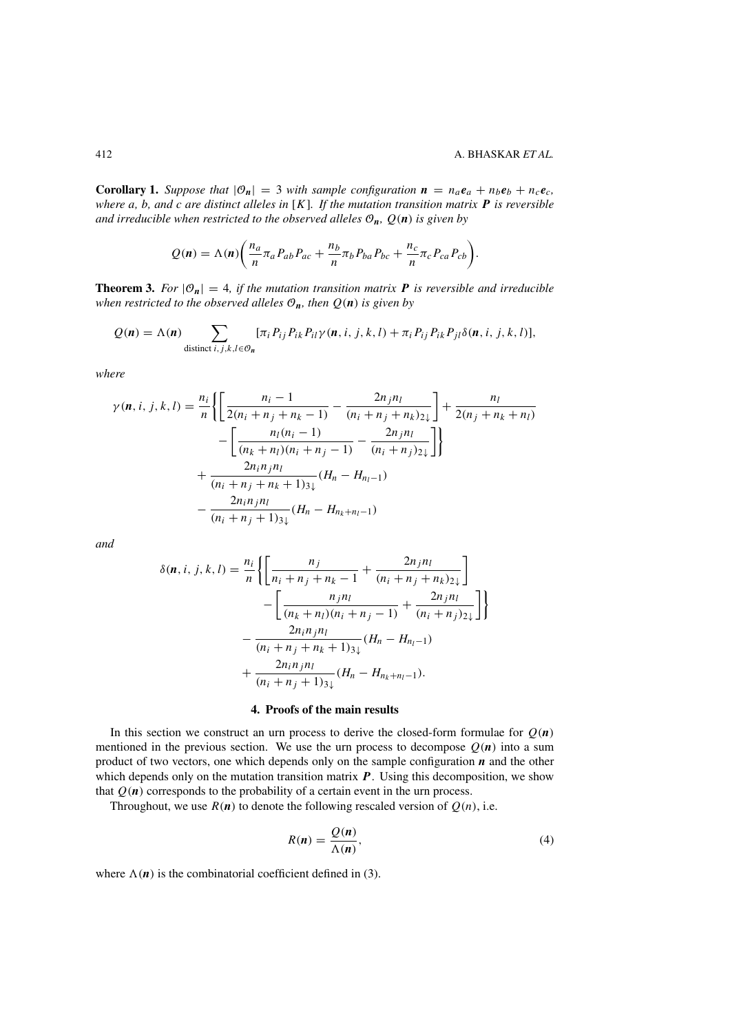**Corollary 1.** *Suppose that $|\mathcal{O}_{\boldsymbol{n}}| = 3$ with sample configuration $\boldsymbol{n} = n_a\boldsymbol{e}_a + n_b\boldsymbol{e}_b + n_c\boldsymbol{e}_c$, where a, b, and c are distinct alleles in $[K]$. If the mutation transition matrix $\boldsymbol{P}$ is reversible and irreducible when restricted to the observed alleles $\mathcal{O}_{\boldsymbol{n}}$, $Q(\boldsymbol{n})$ is given by*

$$Q(\boldsymbol{n}) = \Lambda(\boldsymbol{n})\bigg(\frac{n_a}{n}\pi_a P_{ab}P_{ac} + \frac{n_b}{n}\pi_b P_{ba}P_{bc} + \frac{n_c}{n}\pi_c P_{ca}P_{cb}\bigg).$$

**Theorem 3.** *For $|\mathcal{O}_{\boldsymbol{n}}| = 4$, if the mutation transition matrix $\boldsymbol{P}$ is reversible and irreducible when restricted to the observed alleles $\mathcal{O}_{\boldsymbol{n}}$, then $Q(\boldsymbol{n})$ is given by*

$$Q(\boldsymbol{n}) = \Lambda(\boldsymbol{n}) \sum_{\text{distinct } i,j,k,l\in\mathcal{O}_{\boldsymbol{n}}} [\pi_i P_{ij}P_{ik}P_{il}\gamma(\boldsymbol{n}, i, j, k, l) + \pi_i P_{ij}P_{ik}P_{jl}\delta(\boldsymbol{n}, i, j, k, l)],$$

*where*

$$\begin{aligned}
\gamma(\boldsymbol{n}, i, j, k, l) = {} & \frac{n_i}{n}\bigg\{\bigg[\frac{n_i - 1}{2(n_i + n_j + n_k - 1)} - \frac{2n_j n_l}{(n_i + n_j + n_k)_{2\downarrow}}\bigg] + \frac{n_l}{2(n_j + n_k + n_l)} \\
& - \bigg[\frac{n_l(n_i - 1)}{(n_k + n_l)(n_i + n_j - 1)} - \frac{2n_j n_l}{(n_i + n_j)_{2\downarrow}}\bigg]\bigg\} \\
& + \frac{2n_i n_j n_l}{(n_i + n_j + n_k + 1)_{3\downarrow}}(H_n - H_{n_l - 1}) \\
& - \frac{2n_i n_j n_l}{(n_i + n_j + 1)_{3\downarrow}}(H_n - H_{n_k + n_l - 1})
\end{aligned}$$

*and*

$$\begin{aligned}
\delta(\boldsymbol{n}, i, j, k, l) = {} & \frac{n_i}{n}\bigg\{\bigg[\frac{n_j}{n_i + n_j + n_k - 1} + \frac{2n_j n_l}{(n_i + n_j + n_k)_{2\downarrow}}\bigg] \\
& - \bigg[\frac{n_j n_l}{(n_k + n_l)(n_i + n_j - 1)} + \frac{2n_j n_l}{(n_i + n_j)_{2\downarrow}}\bigg]\bigg\} \\
& - \frac{2n_i n_j n_l}{(n_i + n_j + n_k + 1)_{3\downarrow}}(H_n - H_{n_l - 1}) \\
& + \frac{2n_i n_j n_l}{(n_i + n_j + 1)_{3\downarrow}}(H_n - H_{n_k + n_l - 1}).
\end{aligned}$$

## 4. Proofs of the main results

In this section we construct an urn process to derive the closed-form formulae for $Q(\boldsymbol{n})$ mentioned in the previous section. We use the urn process to decompose $Q(\boldsymbol{n})$ into a sum product of two vectors, one which depends only on the sample configuration $\boldsymbol{n}$ and the other which depends only on the mutation transition matrix $\boldsymbol{P}$. Using this decomposition, we show that $Q(\boldsymbol{n})$ corresponds to the probability of a certain event in the urn process.

Throughout, we use $R(\boldsymbol{n})$ to denote the following rescaled version of $Q(n)$, i.e.

$$R(\boldsymbol{n}) = \frac{Q(\boldsymbol{n})}{\Lambda(\boldsymbol{n})}, \tag{4}$$

where $\Lambda(\boldsymbol{n})$ is the combinatorial coefficient defined in (3).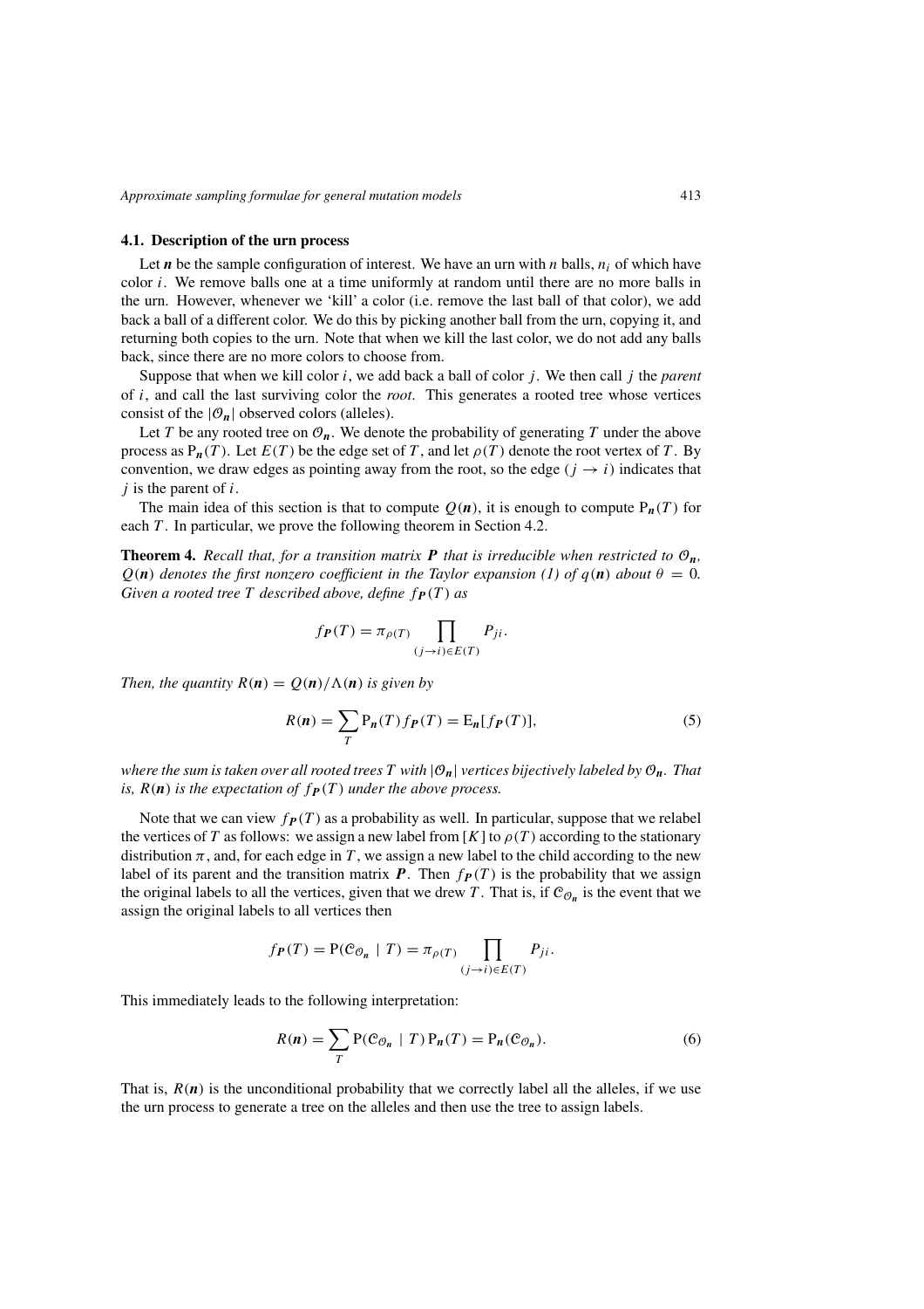### 4.1. Description of the urn process

Let $\boldsymbol{n}$ be the sample configuration of interest. We have an urn with $n$ balls, $n_i$ of which have color $i$. We remove balls one at a time uniformly at random until there are no more balls in the urn. However, whenever we 'kill' a color (i.e. remove the last ball of that color), we add back a ball of a different color. We do this by picking another ball from the urn, copying it, and returning both copies to the urn. Note that when we kill the last color, we do not add any balls back, since there are no more colors to choose from.

Suppose that when we kill color $i$, we add back a ball of color $j$. We then call $j$ the *parent* of $i$, and call the last surviving color the *root*. This generates a rooted tree whose vertices consist of the $|\mathcal{O}_{\boldsymbol{n}}|$ observed colors (alleles).

Let $T$ be any rooted tree on $\mathcal{O}_{\boldsymbol{n}}$. We denote the probability of generating $T$ under the above process as $\mathrm{P}_{\boldsymbol{n}}(T)$. Let $E(T)$ be the edge set of $T$, and let $\rho(T)$ denote the root vertex of $T$. By convention, we draw edges as pointing away from the root, so the edge $(j \to i)$ indicates that $j$ is the parent of $i$.

The main idea of this section is that to compute $Q(\boldsymbol{n})$, it is enough to compute $\mathrm{P}_{\boldsymbol{n}}(T)$ for each $T$. In particular, we prove the following theorem in Section 4.2.

**Theorem 4.** *Recall that, for a transition matrix $\boldsymbol{P}$ that is irreducible when restricted to $\mathcal{O}_{\boldsymbol{n}}$, $Q(\boldsymbol{n})$ denotes the first nonzero coefficient in the Taylor expansion (1) of $q(\boldsymbol{n})$ about $\theta = 0$. Given a rooted tree $T$ described above, define $f_{\boldsymbol{P}}(T)$ as*

$$f_{\boldsymbol{P}}(T) = \pi_{\rho(T)} \prod_{(j \to i) \in E(T)} P_{ji}.$$

*Then, the quantity $R(\boldsymbol{n}) = Q(\boldsymbol{n})/\Lambda(\boldsymbol{n})$ is given by*

$$R(\boldsymbol{n}) = \sum_{T} \mathrm{P}_{\boldsymbol{n}}(T) f_{\boldsymbol{P}}(T) = \mathrm{E}_{\boldsymbol{n}}[f_{\boldsymbol{P}}(T)], \tag{5}$$

*where the sum is taken over all rooted trees T with $|\mathcal{O}_{\boldsymbol{n}}|$ vertices bijectively labeled by $\mathcal{O}_{\boldsymbol{n}}$. That is, $R(\boldsymbol{n})$ is the expectation of $f_{\boldsymbol{P}}(T)$ under the above process.*

Note that we can view $f_{\boldsymbol{P}}(T)$ as a probability as well. In particular, suppose that we relabel the vertices of $T$ as follows: we assign a new label from $[K]$ to $\rho(T)$ according to the stationary distribution $\pi$, and, for each edge in $T$, we assign a new label to the child according to the new label of its parent and the transition matrix $\boldsymbol{P}$. Then $f_{\boldsymbol{P}}(T)$ is the probability that we assign the original labels to all the vertices, given that we drew $T$. That is, if $\mathcal{C}_{\mathcal{O}_{\boldsymbol{n}}}$ is the event that we assign the original labels to all vertices then

$$f_{\boldsymbol{P}}(T) = \mathrm{P}(\mathcal{C}_{\mathcal{O}_{\boldsymbol{n}}} \mid T) = \pi_{\rho(T)} \prod_{(j \to i) \in E(T)} P_{ji}.$$

This immediately leads to the following interpretation:

$$R(\boldsymbol{n}) = \sum_{T} \mathrm{P}(\mathcal{C}_{\mathcal{O}_{\boldsymbol{n}}} \mid T)\, \mathrm{P}_{\boldsymbol{n}}(T) = \mathrm{P}_{\boldsymbol{n}}(\mathcal{C}_{\mathcal{O}_{\boldsymbol{n}}}). \tag{6}$$

That is, $R(\boldsymbol{n})$ is the unconditional probability that we correctly label all the alleles, if we use the urn process to generate a tree on the alleles and then use the tree to assign labels.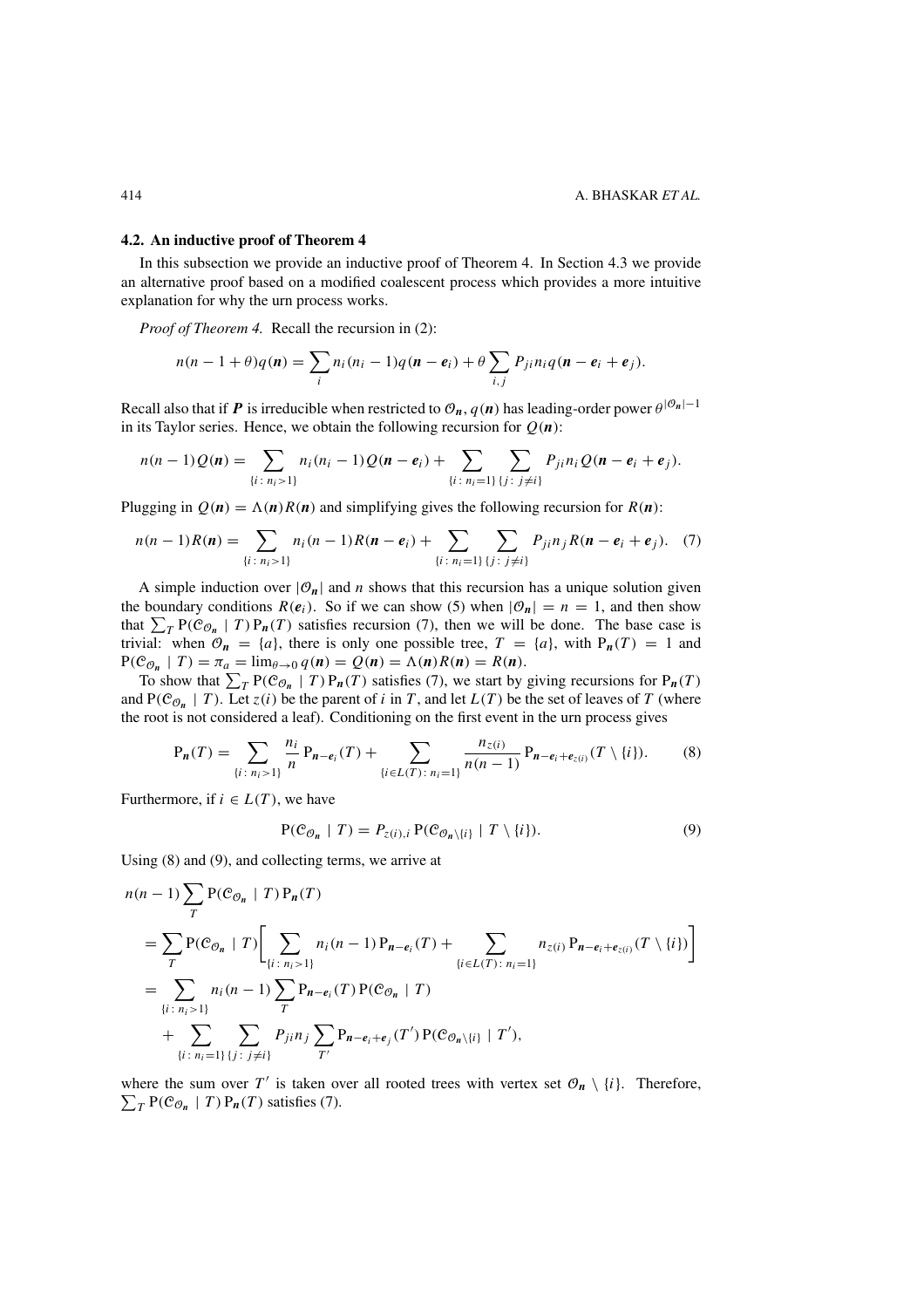### 4.2. An inductive proof of Theorem 4

In this subsection we provide an inductive proof of Theorem 4. In Section 4.3 we provide an alternative proof based on a modified coalescent process which provides a more intuitive explanation for why the urn process works.

*Proof of Theorem 4.* Recall the recursion in (2):

$$n(n-1+\theta)q(\boldsymbol{n}) = \sum_i n_i(n_i-1)q(\boldsymbol{n}-\boldsymbol{e}_i) + \theta \sum_{i,j} P_{ji} n_i q(\boldsymbol{n}-\boldsymbol{e}_i+\boldsymbol{e}_j).$$

Recall also that if $\boldsymbol{P}$ is irreducible when restricted to $\mathcal{O}_{\boldsymbol{n}}$, $q(\boldsymbol{n})$ has leading-order power $\theta^{|\mathcal{O}_{\boldsymbol{n}}|-1}$ in its Taylor series. Hence, we obtain the following recursion for $Q(\boldsymbol{n})$:

$$n(n-1)Q(\boldsymbol{n}) = \sum_{\{i\colon n_i>1\}} n_i(n_i-1)Q(\boldsymbol{n}-\boldsymbol{e}_i) + \sum_{\{i\colon n_i=1\}} \sum_{\{j\colon j\neq i\}} P_{ji} n_i Q(\boldsymbol{n}-\boldsymbol{e}_i+\boldsymbol{e}_j).$$

Plugging in $Q(\boldsymbol{n}) = \Lambda(\boldsymbol{n})R(\boldsymbol{n})$ and simplifying gives the following recursion for $R(\boldsymbol{n})$:

$$n(n-1)R(\boldsymbol{n}) = \sum_{\{i\colon n_i>1\}} n_i(n-1)R(\boldsymbol{n}-\boldsymbol{e}_i) + \sum_{\{i\colon n_i=1\}} \sum_{\{j\colon j\neq i\}} P_{ji} n_j R(\boldsymbol{n}-\boldsymbol{e}_i+\boldsymbol{e}_j). \quad (7)$$

A simple induction over $|\mathcal{O}_{\boldsymbol{n}}|$ and $n$ shows that this recursion has a unique solution given the boundary conditions $R(\boldsymbol{e}_i)$. So if we can show (5) when $|\mathcal{O}_{\boldsymbol{n}}| = n = 1$, and then show that $\sum_T \mathrm{P}(\mathcal{C}_{\mathcal{O}_{\boldsymbol{n}}} \mid T)\,\mathrm{P}_{\boldsymbol{n}}(T)$ satisfies recursion (7), then we will be done. The base case is trivial: when $\mathcal{O}_{\boldsymbol{n}} = \{a\}$, there is only one possible tree, $T = \{a\}$, with $\mathrm{P}_{\boldsymbol{n}}(T) = 1$ and $\mathrm{P}(\mathcal{C}_{\mathcal{O}_{\boldsymbol{n}}} \mid T) = \pi_a = \lim_{\theta\to 0} q(\boldsymbol{n}) = Q(\boldsymbol{n}) = \Lambda(\boldsymbol{n})R(\boldsymbol{n}) = R(\boldsymbol{n})$.

To show that $\sum_T \mathrm{P}(\mathcal{C}_{\mathcal{O}_{\boldsymbol{n}}} \mid T)\,\mathrm{P}_{\boldsymbol{n}}(T)$ satisfies (7), we start by giving recursions for $\mathrm{P}_{\boldsymbol{n}}(T)$ and $\mathrm{P}(\mathcal{C}_{\mathcal{O}_{\boldsymbol{n}}} \mid T)$. Let $z(i)$ be the parent of $i$ in $T$, and let $L(T)$ be the set of leaves of $T$ (where the root is not considered a leaf). Conditioning on the first event in the urn process gives

$$\mathrm{P}_{\boldsymbol{n}}(T) = \sum_{\{i\colon n_i>1\}} \frac{n_i}{n} \mathrm{P}_{\boldsymbol{n}-\boldsymbol{e}_i}(T) + \sum_{\{i\in L(T)\colon n_i=1\}} \frac{n_{z(i)}}{n(n-1)} \mathrm{P}_{\boldsymbol{n}-\boldsymbol{e}_i+\boldsymbol{e}_{z(i)}}(T\setminus\{i\}). \quad (8)$$

Furthermore, if $i \in L(T)$, we have

$$\mathrm{P}(\mathcal{C}_{\mathcal{O}_{\boldsymbol{n}}} \mid T) = P_{z(i),i}\,\mathrm{P}(\mathcal{C}_{\mathcal{O}_{\boldsymbol{n}}\setminus\{i\}} \mid T\setminus\{i\}). \quad (9)$$

Using (8) and (9), and collecting terms, we arrive at

$$\begin{aligned}
n(n-1)&\sum_T \mathrm{P}(\mathcal{C}_{\mathcal{O}_{\boldsymbol{n}}} \mid T)\,\mathrm{P}_{\boldsymbol{n}}(T) \\
&= \sum_T \mathrm{P}(\mathcal{C}_{\mathcal{O}_{\boldsymbol{n}}} \mid T)\Bigg[\sum_{\{i\colon n_i>1\}} n_i(n-1)\,\mathrm{P}_{\boldsymbol{n}-\boldsymbol{e}_i}(T) + \sum_{\{i\in L(T)\colon n_i=1\}} n_{z(i)}\,\mathrm{P}_{\boldsymbol{n}-\boldsymbol{e}_i+\boldsymbol{e}_{z(i)}}(T\setminus\{i\})\Bigg] \\
&= \sum_{\{i\colon n_i>1\}} n_i(n-1) \sum_T \mathrm{P}_{\boldsymbol{n}-\boldsymbol{e}_i}(T)\,\mathrm{P}(\mathcal{C}_{\mathcal{O}_{\boldsymbol{n}}} \mid T) \\
&\quad + \sum_{\{i\colon n_i=1\}} \sum_{\{j\colon j\neq i\}} P_{ji} n_j \sum_{T'} \mathrm{P}_{\boldsymbol{n}-\boldsymbol{e}_i+\boldsymbol{e}_j}(T')\,\mathrm{P}(\mathcal{C}_{\mathcal{O}_{\boldsymbol{n}}\setminus\{i\}} \mid T'),
\end{aligned}$$

where the sum over $T'$ is taken over all rooted trees with vertex set $\mathcal{O}_{\boldsymbol{n}} \setminus \{i\}$. Therefore, $\sum_T \mathrm{P}(\mathcal{C}_{\mathcal{O}_{\boldsymbol{n}}} \mid T)\,\mathrm{P}_{\boldsymbol{n}}(T)$ satisfies (7).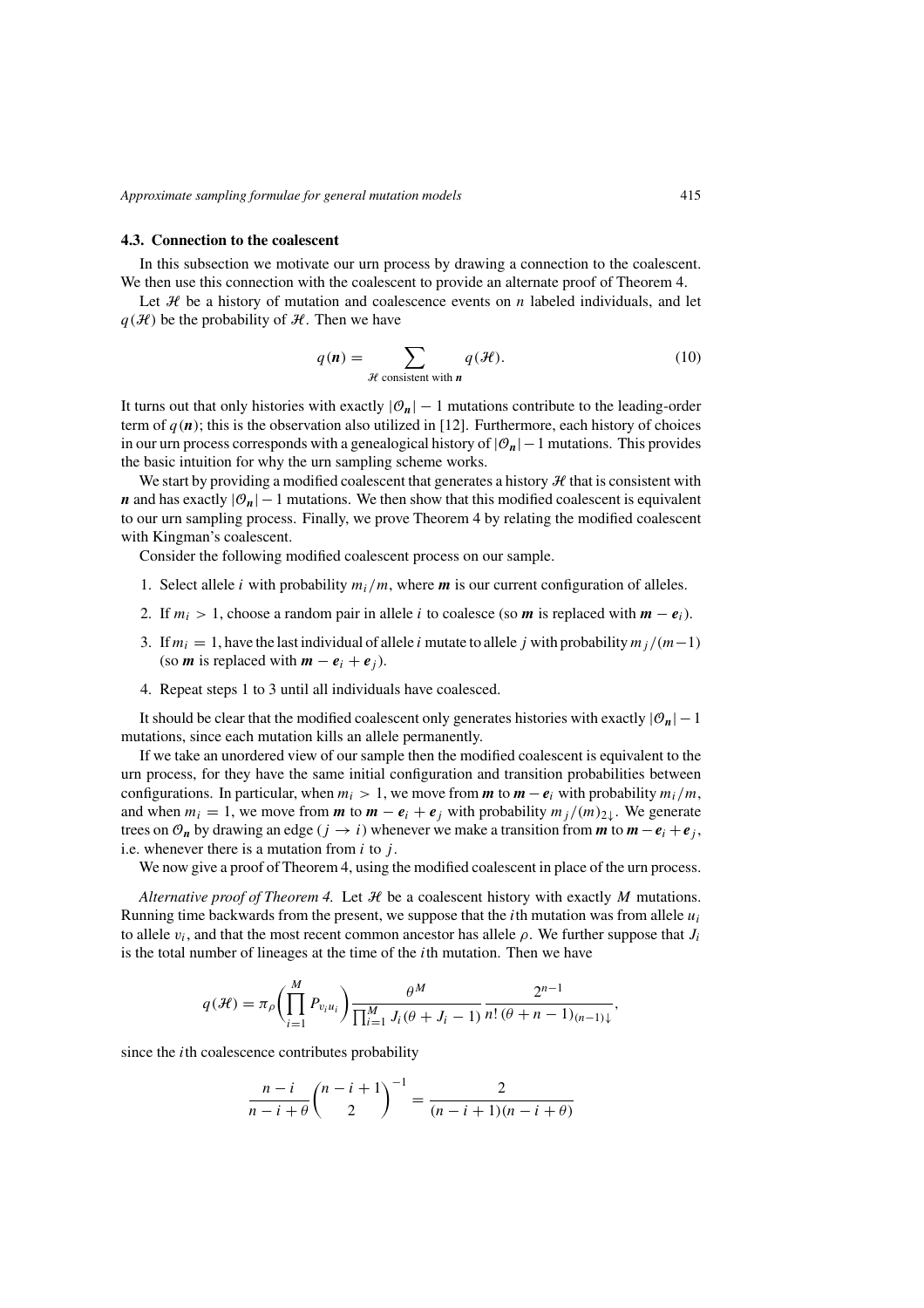### 4.3. Connection to the coalescent

In this subsection we motivate our urn process by drawing a connection to the coalescent. We then use this connection with the coalescent to provide an alternate proof of Theorem 4.

Let $\mathcal{H}$ be a history of mutation and coalescence events on $n$ labeled individuals, and let $q(\mathcal{H})$ be the probability of $\mathcal{H}$. Then we have

$$q(\boldsymbol{n}) = \sum_{\mathcal{H} \text{ consistent with } \boldsymbol{n}} q(\mathcal{H}). \tag{10}$$

It turns out that only histories with exactly $|\mathcal{O}_{\boldsymbol{n}}| - 1$ mutations contribute to the leading-order term of $q(\boldsymbol{n})$; this is the observation also utilized in [12]. Furthermore, each history of choices in our urn process corresponds with a genealogical history of $|\mathcal{O}_{\boldsymbol{n}}| - 1$ mutations. This provides the basic intuition for why the urn sampling scheme works.

We start by providing a modified coalescent that generates a history $\mathcal{H}$ that is consistent with $\boldsymbol{n}$ and has exactly $|\mathcal{O}_{\boldsymbol{n}}| - 1$ mutations. We then show that this modified coalescent is equivalent to our urn sampling process. Finally, we prove Theorem 4 by relating the modified coalescent with Kingman's coalescent.

Consider the following modified coalescent process on our sample.

1. Select allele $i$ with probability $m_i/m$, where $\boldsymbol{m}$ is our current configuration of alleles.
2. If $m_i > 1$, choose a random pair in allele $i$ to coalesce (so $\boldsymbol{m}$ is replaced with $\boldsymbol{m} - \boldsymbol{e}_i$).
3. If $m_i = 1$, have the last individual of allele $i$ mutate to allele $j$ with probability $m_j/(m-1)$ (so $\boldsymbol{m}$ is replaced with $\boldsymbol{m} - \boldsymbol{e}_i + \boldsymbol{e}_j$).
4. Repeat steps 1 to 3 until all individuals have coalesced.

It should be clear that the modified coalescent only generates histories with exactly $|\mathcal{O}_{\boldsymbol{n}}| - 1$ mutations, since each mutation kills an allele permanently.

If we take an unordered view of our sample then the modified coalescent is equivalent to the urn process, for they have the same initial configuration and transition probabilities between configurations. In particular, when $m_i > 1$, we move from $\boldsymbol{m}$ to $\boldsymbol{m} - \boldsymbol{e}_i$ with probability $m_i/m$, and when $m_i = 1$, we move from $\boldsymbol{m}$ to $\boldsymbol{m} - \boldsymbol{e}_i + \boldsymbol{e}_j$ with probability $m_j/(m)_{2\downarrow}$. We generate trees on $\mathcal{O}_{\boldsymbol{n}}$ by drawing an edge $(j \to i)$ whenever we make a transition from $\boldsymbol{m}$ to $\boldsymbol{m} - \boldsymbol{e}_i + \boldsymbol{e}_j$, i.e. whenever there is a mutation from $i$ to $j$.

We now give a proof of Theorem 4, using the modified coalescent in place of the urn process.

*Alternative proof of Theorem 4.* Let $\mathcal{H}$ be a coalescent history with exactly $M$ mutations. Running time backwards from the present, we suppose that the $i$th mutation was from allele $u_i$ to allele $v_i$, and that the most recent common ancestor has allele $\rho$. We further suppose that $J_i$ is the total number of lineages at the time of the $i$th mutation. Then we have

$$q(\mathcal{H}) = \pi_\rho \left( \prod_{i=1}^{M} P_{v_i u_i} \right) \frac{\theta^M}{\prod_{i=1}^{M} J_i(\theta + J_i - 1)} \frac{2^{n-1}}{n!\,(\theta + n - 1)_{(n-1)\downarrow}},$$

since the $i$th coalescence contributes probability

$$\frac{n-i}{n-i+\theta} \binom{n-i+1}{2}^{-1} = \frac{2}{(n-i+1)(n-i+\theta)}$$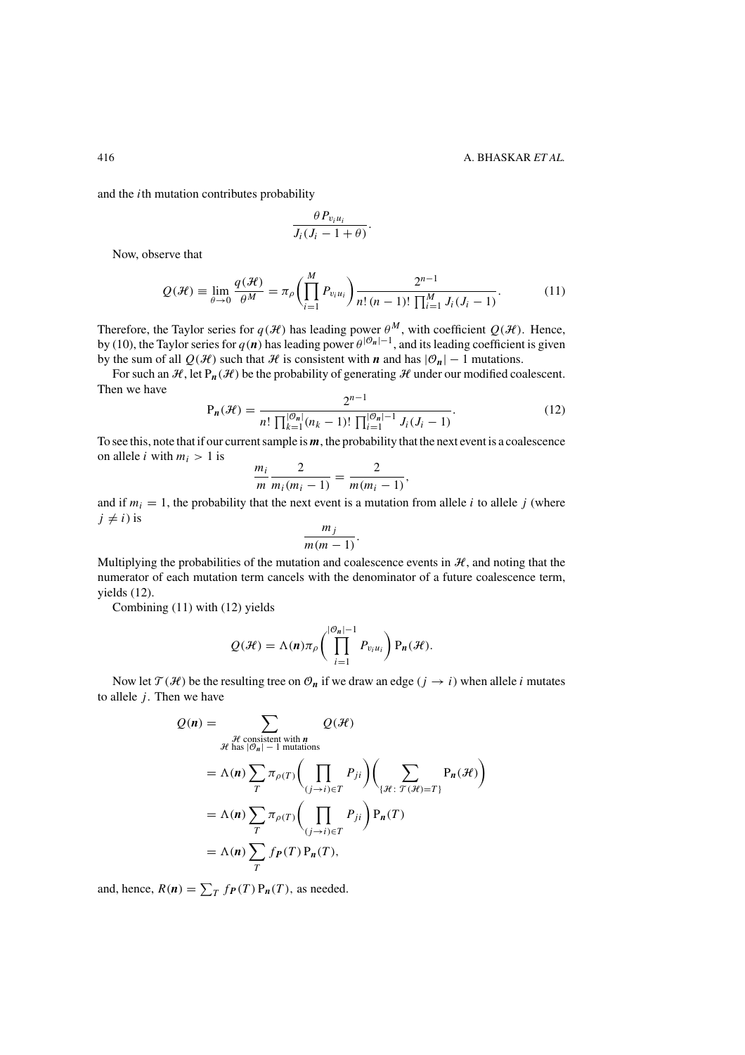and the $i$th mutation contributes probability

$$\frac{\theta P_{v_i u_i}}{J_i(J_i - 1 + \theta)}.$$

Now, observe that

$$Q(\mathcal{H}) \equiv \lim_{\theta \to 0} \frac{q(\mathcal{H})}{\theta^M} = \pi_\rho \left( \prod_{i=1}^{M} P_{v_i u_i} \right) \frac{2^{n-1}}{n!\,(n-1)!\,\prod_{i=1}^{M} J_i(J_i - 1)}. \tag{11}$$

Therefore, the Taylor series for $q(\mathcal{H})$ has leading power $\theta^M$, with coefficient $Q(\mathcal{H})$. Hence, by (10), the Taylor series for $q(\boldsymbol{n})$ has leading power $\theta^{|\mathcal{O}_{\boldsymbol{n}}|-1}$, and its leading coefficient is given by the sum of all $Q(\mathcal{H})$ such that $\mathcal{H}$ is consistent with $\boldsymbol{n}$ and has $|\mathcal{O}_{\boldsymbol{n}}| - 1$ mutations.

For such an $\mathcal{H}$, let $\mathrm{P}_{\boldsymbol{n}}(\mathcal{H})$ be the probability of generating $\mathcal{H}$ under our modified coalescent. Then we have

$$\mathrm{P}_{\boldsymbol{n}}(\mathcal{H}) = \frac{2^{n-1}}{n!\,\prod_{k=1}^{|\mathcal{O}_{\boldsymbol{n}}|}(n_k - 1)!\,\prod_{i=1}^{|\mathcal{O}_{\boldsymbol{n}}|-1} J_i(J_i - 1)}. \tag{12}$$

To see this, note that if our current sample is $\boldsymbol{m}$, the probability that the next event is a coalescence on allele $i$ with $m_i > 1$ is

$$\frac{m_i}{m}\,\frac{2}{m_i(m_i - 1)} = \frac{2}{m(m_i - 1)},$$

and if $m_i = 1$, the probability that the next event is a mutation from allele $i$ to allele $j$ (where $j \neq i$) is

$$\frac{m_j}{m(m-1)}.$$

Multiplying the probabilities of the mutation and coalescence events in $\mathcal{H}$, and noting that the numerator of each mutation term cancels with the denominator of a future coalescence term, yields (12).

Combining (11) with (12) yields

$$Q(\mathcal{H}) = \Lambda(\boldsymbol{n})\pi_\rho \left( \prod_{i=1}^{|\mathcal{O}_{\boldsymbol{n}}|-1} P_{v_i u_i} \right) \mathrm{P}_{\boldsymbol{n}}(\mathcal{H}).$$

Now let $\mathcal{T}(\mathcal{H})$ be the resulting tree on $\mathcal{O}_{\boldsymbol{n}}$ if we draw an edge $(j \to i)$ when allele $i$ mutates to allele $j$. Then we have

$$\begin{aligned}
Q(\boldsymbol{n}) &= \sum_{\substack{\mathcal{H} \text{ consistent with } \boldsymbol{n} \\ \mathcal{H} \text{ has } |\mathcal{O}_{\boldsymbol{n}}| - 1 \text{ mutations}}} Q(\mathcal{H}) \\
&= \Lambda(\boldsymbol{n}) \sum_T \pi_{\rho(T)} \left( \prod_{(j \to i) \in T} P_{ji} \right) \left( \sum_{\{\mathcal{H}:\, \mathcal{T}(\mathcal{H}) = T\}} \mathrm{P}_{\boldsymbol{n}}(\mathcal{H}) \right) \\
&= \Lambda(\boldsymbol{n}) \sum_T \pi_{\rho(T)} \left( \prod_{(j \to i) \in T} P_{ji} \right) \mathrm{P}_{\boldsymbol{n}}(T) \\
&= \Lambda(\boldsymbol{n}) \sum_T f_{\boldsymbol{P}}(T)\, \mathrm{P}_{\boldsymbol{n}}(T),
\end{aligned}$$

and, hence, $R(\boldsymbol{n}) = \sum_T f_{\boldsymbol{P}}(T)\, \mathrm{P}_{\boldsymbol{n}}(T)$, as needed.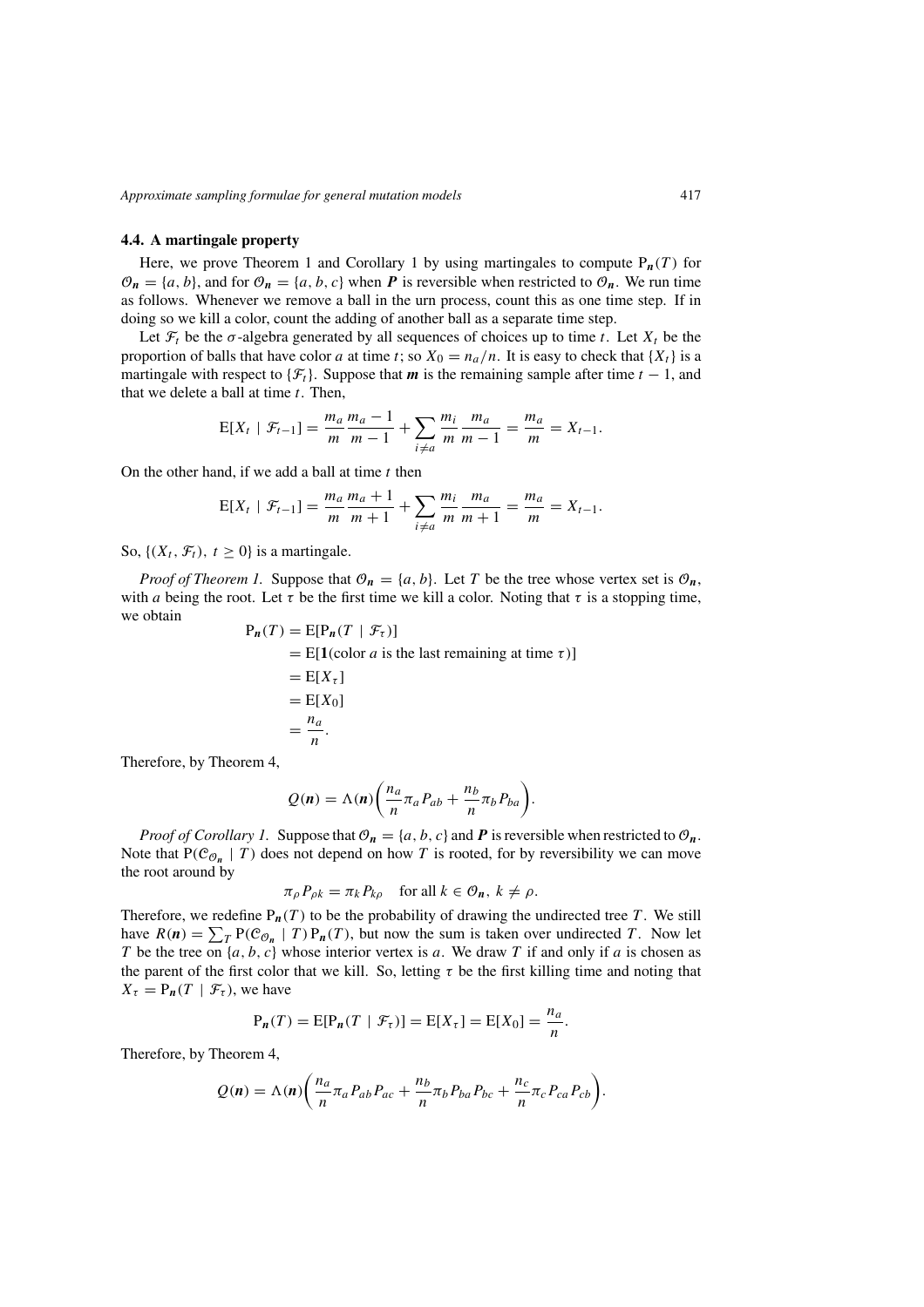### 4.4. A martingale property

Here, we prove Theorem 1 and Corollary 1 by using martingales to compute $\mathrm{P}_{\boldsymbol{n}}(T)$ for $\mathcal{O}_{\boldsymbol{n}} = \{a, b\}$, and for $\mathcal{O}_{\boldsymbol{n}} = \{a, b, c\}$ when $\boldsymbol{P}$ is reversible when restricted to $\mathcal{O}_{\boldsymbol{n}}$. We run time as follows. Whenever we remove a ball in the urn process, count this as one time step. If in doing so we kill a color, count the adding of another ball as a separate time step.

Let $\mathcal{F}_t$ be the $\sigma$-algebra generated by all sequences of choices up to time $t$. Let $X_t$ be the proportion of balls that have color $a$ at time $t$; so $X_0 = n_a/n$. It is easy to check that $\{X_t\}$ is a martingale with respect to $\{\mathcal{F}_t\}$. Suppose that $\boldsymbol{m}$ is the remaining sample after time $t-1$, and that we delete a ball at time $t$. Then,

$$\mathrm{E}[X_t \mid \mathcal{F}_{t-1}] = \frac{m_a}{m}\frac{m_a - 1}{m-1} + \sum_{i \neq a} \frac{m_i}{m}\frac{m_a}{m-1} = \frac{m_a}{m} = X_{t-1}.$$

On the other hand, if we add a ball at time $t$ then

$$\mathrm{E}[X_t \mid \mathcal{F}_{t-1}] = \frac{m_a}{m}\frac{m_a + 1}{m+1} + \sum_{i \neq a} \frac{m_i}{m}\frac{m_a}{m+1} = \frac{m_a}{m} = X_{t-1}.$$

So, $\{(X_t, \mathcal{F}_t),\ t \geq 0\}$ is a martingale.

*Proof of Theorem 1.* Suppose that $\mathcal{O}_{\boldsymbol{n}} = \{a, b\}$. Let $T$ be the tree whose vertex set is $\mathcal{O}_{\boldsymbol{n}}$, with $a$ being the root. Let $\tau$ be the first time we kill a color. Noting that $\tau$ is a stopping time, we obtain

$$\begin{aligned}
\mathrm{P}_{\boldsymbol{n}}(T) &= \mathrm{E}[\mathrm{P}_{\boldsymbol{n}}(T \mid \mathcal{F}_\tau)] \\
&= \mathrm{E}[\mathbf{1}(\text{color } a \text{ is the last remaining at time } \tau)] \\
&= \mathrm{E}[X_\tau] \\
&= \mathrm{E}[X_0] \\
&= \frac{n_a}{n}.
\end{aligned}$$

Therefore, by Theorem 4,

$$Q(\boldsymbol{n}) = \Lambda(\boldsymbol{n})\biggl(\frac{n_a}{n}\pi_a P_{ab} + \frac{n_b}{n}\pi_b P_{ba}\biggr).$$

*Proof of Corollary 1.* Suppose that $\mathcal{O}_{\boldsymbol{n}} = \{a, b, c\}$ and $\boldsymbol{P}$ is reversible when restricted to $\mathcal{O}_{\boldsymbol{n}}$. Note that $\mathrm{P}(\mathcal{C}_{\mathcal{O}_{\boldsymbol{n}}} \mid T)$ does not depend on how $T$ is rooted, for by reversibility we can move the root around by

$$\pi_\rho P_{\rho k} = \pi_k P_{k\rho} \quad \text{for all } k \in \mathcal{O}_{\boldsymbol{n}},\ k \neq \rho.$$

Therefore, we redefine $\mathrm{P}_{\boldsymbol{n}}(T)$ to be the probability of drawing the undirected tree $T$. We still have $R(\boldsymbol{n}) = \sum_T \mathrm{P}(\mathcal{C}_{\mathcal{O}_{\boldsymbol{n}}} \mid T)\,\mathrm{P}_{\boldsymbol{n}}(T)$, but now the sum is taken over undirected $T$. Now let $T$ be the tree on $\{a, b, c\}$ whose interior vertex is $a$. We draw $T$ if and only if $a$ is chosen as the parent of the first color that we kill. So, letting $\tau$ be the first killing time and noting that $X_\tau = \mathrm{P}_{\boldsymbol{n}}(T \mid \mathcal{F}_\tau)$, we have

$$\mathrm{P}_{\boldsymbol{n}}(T) = \mathrm{E}[\mathrm{P}_{\boldsymbol{n}}(T \mid \mathcal{F}_\tau)] = \mathrm{E}[X_\tau] = \mathrm{E}[X_0] = \frac{n_a}{n}.$$

Therefore, by Theorem 4,

$$Q(\boldsymbol{n}) = \Lambda(\boldsymbol{n})\biggl(\frac{n_a}{n}\pi_a P_{ab} P_{ac} + \frac{n_b}{n}\pi_b P_{ba} P_{bc} + \frac{n_c}{n}\pi_c P_{ca} P_{cb}\biggr).$$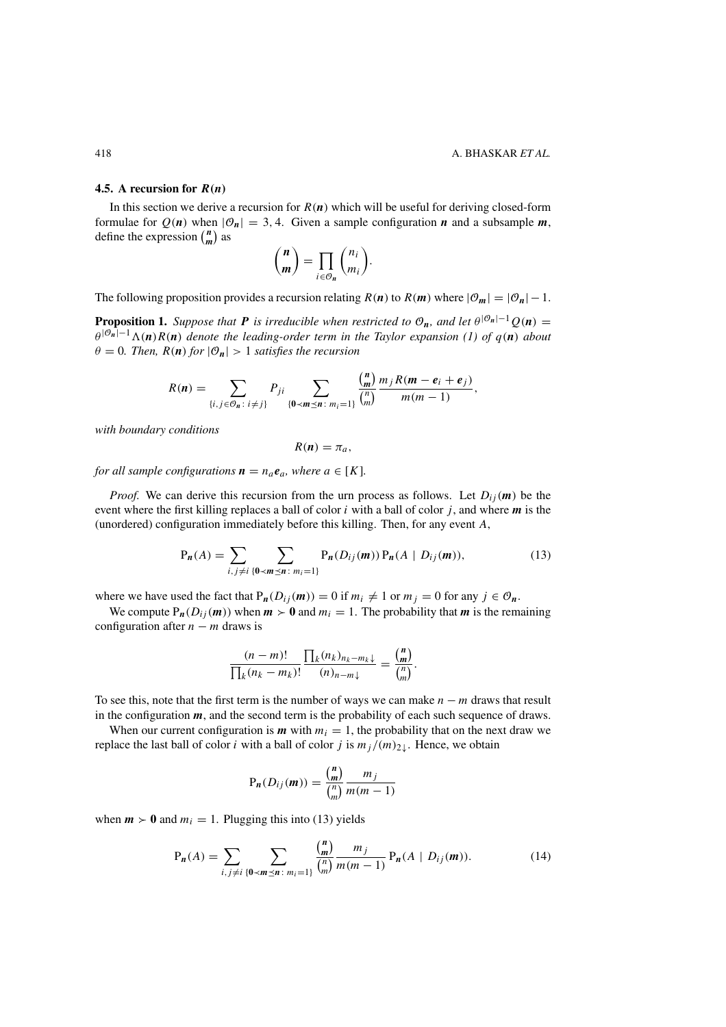### 4.5. A recursion for $R(\boldsymbol{n})$

In this section we derive a recursion for $R(\boldsymbol{n})$ which will be useful for deriving closed-form formulae for $Q(\boldsymbol{n})$ when $|\mathcal{O}_{\boldsymbol{n}}| = 3, 4$. Given a sample configuration $\boldsymbol{n}$ and a subsample $\boldsymbol{m}$, define the expression $\binom{\boldsymbol{n}}{\boldsymbol{m}}$ as

$$\binom{\boldsymbol{n}}{\boldsymbol{m}} = \prod_{i \in \mathcal{O}_{\boldsymbol{n}}} \binom{n_i}{m_i}.$$

The following proposition provides a recursion relating $R(\boldsymbol{n})$ to $R(\boldsymbol{m})$ where $|\mathcal{O}_{\boldsymbol{m}}| = |\mathcal{O}_{\boldsymbol{n}}| - 1$.

**Proposition 1.** *Suppose that $\boldsymbol{P}$ is irreducible when restricted to $\mathcal{O}_{\boldsymbol{n}}$, and let $\theta^{|\mathcal{O}_{\boldsymbol{n}}|-1} Q(\boldsymbol{n}) = \theta^{|\mathcal{O}_{\boldsymbol{n}}|-1} \Lambda(\boldsymbol{n}) R(\boldsymbol{n})$ denote the leading-order term in the Taylor expansion (1) of $q(\boldsymbol{n})$ about $\theta = 0$. Then, $R(\boldsymbol{n})$ for $|\mathcal{O}_{\boldsymbol{n}}| > 1$ satisfies the recursion*

$$R(\boldsymbol{n}) = \sum_{\{i,j \in \mathcal{O}_{\boldsymbol{n}} \colon i \neq j\}} P_{ji} \sum_{\{\boldsymbol{0} \prec \boldsymbol{m} \preceq \boldsymbol{n} \colon m_i = 1\}} \frac{\binom{\boldsymbol{n}}{\boldsymbol{m}}}{\binom{n}{m}} \frac{m_j R(\boldsymbol{m} - \boldsymbol{e}_i + \boldsymbol{e}_j)}{m(m-1)},$$

*with boundary conditions*

$$R(\boldsymbol{n}) = \pi_a,$$

*for all sample configurations $\boldsymbol{n} = n_a \boldsymbol{e}_a$, where $a \in [K]$.*

*Proof.* We can derive this recursion from the urn process as follows. Let $D_{ij}(\boldsymbol{m})$ be the event where the first killing replaces a ball of color $i$ with a ball of color $j$, and where $\boldsymbol{m}$ is the (unordered) configuration immediately before this killing. Then, for any event $A$,

$$\mathrm{P}_{\boldsymbol{n}}(A) = \sum_{i,j \neq i} \sum_{\{\boldsymbol{0} \prec \boldsymbol{m} \preceq \boldsymbol{n} \colon m_i = 1\}} \mathrm{P}_{\boldsymbol{n}}(D_{ij}(\boldsymbol{m}))\, \mathrm{P}_{\boldsymbol{n}}(A \mid D_{ij}(\boldsymbol{m})), \tag{13}$$

where we have used the fact that $\mathrm{P}_{\boldsymbol{n}}(D_{ij}(\boldsymbol{m})) = 0$ if $m_i \neq 1$ or $m_j = 0$ for any $j \in \mathcal{O}_{\boldsymbol{n}}$.

We compute $\mathrm{P}_{\boldsymbol{n}}(D_{ij}(\boldsymbol{m}))$ when $\boldsymbol{m} \succ \boldsymbol{0}$ and $m_i = 1$. The probability that $\boldsymbol{m}$ is the remaining configuration after $n - m$ draws is

$$\frac{(n-m)!}{\prod_k (n_k - m_k)!} \frac{\prod_k (n_k)_{n_k - m_k \downarrow}}{(n)_{n-m\downarrow}} = \frac{\binom{\boldsymbol{n}}{\boldsymbol{m}}}{\binom{n}{m}}.$$

To see this, note that the first term is the number of ways we can make $n - m$ draws that result in the configuration $\boldsymbol{m}$, and the second term is the probability of each such sequence of draws.

When our current configuration is $\boldsymbol{m}$ with $m_i = 1$, the probability that on the next draw we replace the last ball of color $i$ with a ball of color $j$ is $m_j/(m)_{2\downarrow}$. Hence, we obtain

$$\mathrm{P}_{\boldsymbol{n}}(D_{ij}(\boldsymbol{m})) = \frac{\binom{\boldsymbol{n}}{\boldsymbol{m}}}{\binom{n}{m}} \frac{m_j}{m(m-1)}$$

when $\boldsymbol{m} \succ \boldsymbol{0}$ and $m_i = 1$. Plugging this into (13) yields

$$\mathrm{P}_{\boldsymbol{n}}(A) = \sum_{i,j \neq i} \sum_{\{\boldsymbol{0} \prec \boldsymbol{m} \preceq \boldsymbol{n} \colon m_i = 1\}} \frac{\binom{\boldsymbol{n}}{\boldsymbol{m}}}{\binom{n}{m}} \frac{m_j}{m(m-1)} \mathrm{P}_{\boldsymbol{n}}(A \mid D_{ij}(\boldsymbol{m})). \tag{14}$$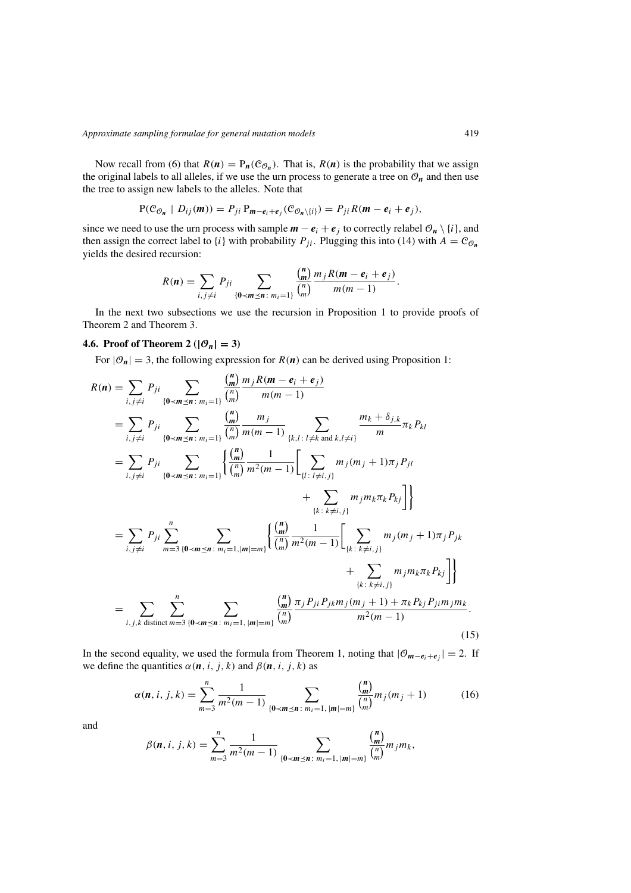Now recall from (6) that $R(\boldsymbol{n}) = \mathrm{P}_{\boldsymbol{n}}(\mathcal{C}_{\mathcal{O}_{\boldsymbol{n}}})$. That is, $R(\boldsymbol{n})$ is the probability that we assign the original labels to all alleles, if we use the urn process to generate a tree on $\mathcal{O}_{\boldsymbol{n}}$ and then use the tree to assign new labels to the alleles. Note that

$$\mathrm{P}(\mathcal{C}_{\mathcal{O}_{\boldsymbol{n}}} \mid D_{ij}(\boldsymbol{m})) = P_{ji}\,\mathrm{P}_{\boldsymbol{m}-\boldsymbol{e}_i+\boldsymbol{e}_j}(\mathcal{C}_{\mathcal{O}_{\boldsymbol{n}}\setminus\{i\}}) = P_{ji}\,R(\boldsymbol{m}-\boldsymbol{e}_i+\boldsymbol{e}_j),$$

since we need to use the urn process with sample $\boldsymbol{m}-\boldsymbol{e}_i+\boldsymbol{e}_j$ to correctly relabel $\mathcal{O}_{\boldsymbol{n}} \setminus \{i\}$, and then assign the correct label to $\{i\}$ with probability $P_{ji}$. Plugging this into (14) with $A = \mathcal{C}_{\mathcal{O}_{\boldsymbol{n}}}$ yields the desired recursion:

$$R(\boldsymbol{n}) = \sum_{i,\, j \neq i} P_{ji} \sum_{\{\boldsymbol{0} \prec \boldsymbol{m} \preceq \boldsymbol{n}\colon m_i = 1\}} \frac{\binom{\boldsymbol{n}}{\boldsymbol{m}}}{\binom{n}{m}} \frac{m_j R(\boldsymbol{m}-\boldsymbol{e}_i+\boldsymbol{e}_j)}{m(m-1)}.$$

In the next two subsections we use the recursion in Proposition 1 to provide proofs of Theorem 2 and Theorem 3.

### 4.6. Proof of Theorem 2 ($|\mathcal{O}_{\boldsymbol{n}}| = 3$)

For $|\mathcal{O}_{\boldsymbol{n}}| = 3$, the following expression for $R(\boldsymbol{n})$ can be derived using Proposition 1:

$$
\begin{aligned}
R(\boldsymbol{n}) &= \sum_{i,\, j \neq i} P_{ji} \sum_{\{\boldsymbol{0} \prec \boldsymbol{m} \preceq \boldsymbol{n}\colon m_i = 1\}} \frac{\binom{\boldsymbol{n}}{\boldsymbol{m}}}{\binom{n}{m}} \frac{m_j R(\boldsymbol{m}-\boldsymbol{e}_i+\boldsymbol{e}_j)}{m(m-1)} \\
&= \sum_{i,\, j \neq i} P_{ji} \sum_{\{\boldsymbol{0} \prec \boldsymbol{m} \preceq \boldsymbol{n}\colon m_i = 1\}} \frac{\binom{\boldsymbol{n}}{\boldsymbol{m}}}{\binom{n}{m}} \frac{m_j}{m(m-1)} \sum_{\{k,l\colon l \neq k \text{ and } k,l \neq i\}} \frac{m_k + \delta_{j,k}}{m} \pi_k P_{kl} \\
&= \sum_{i,\, j \neq i} P_{ji} \sum_{\{\boldsymbol{0} \prec \boldsymbol{m} \preceq \boldsymbol{n}\colon m_i = 1\}} \left\{ \frac{\binom{\boldsymbol{n}}{\boldsymbol{m}}}{\binom{n}{m}} \frac{1}{m^2(m-1)} \left[ \sum_{\{l\colon l \neq i,j\}} m_j(m_j+1)\pi_j P_{jl} \right.\right. \\
&\qquad\qquad \left.\left. + \sum_{\{k\colon k \neq i,j\}} m_j m_k \pi_k P_{kj} \right] \right\} \\
&= \sum_{i,\, j \neq i} P_{ji} \sum_{m=3}^{n} \sum_{\{\boldsymbol{0} \prec \boldsymbol{m} \preceq \boldsymbol{n}\colon m_i = 1, |\boldsymbol{m}| = m\}} \left\{ \frac{\binom{\boldsymbol{n}}{\boldsymbol{m}}}{\binom{n}{m}} \frac{1}{m^2(m-1)} \left[ \sum_{\{k\colon k \neq i,j\}} m_j(m_j+1)\pi_j P_{jk} \right.\right. \\
&\qquad\qquad \left.\left. + \sum_{\{k\colon k \neq i,j\}} m_j m_k \pi_k P_{kj} \right] \right\} \\
&= \sum_{i,j,k \text{ distinct}} \sum_{m=3}^{n} \sum_{\{\boldsymbol{0} \prec \boldsymbol{m} \preceq \boldsymbol{n}\colon m_i = 1,\, |\boldsymbol{m}| = m\}} \frac{\binom{\boldsymbol{n}}{\boldsymbol{m}}}{\binom{n}{m}} \frac{\pi_j P_{ji} P_{jk} m_j(m_j+1) + \pi_k P_{kj} P_{ji} m_j m_k}{m^2(m-1)}.
\end{aligned} \tag{15}
$$

In the second equality, we used the formula from Theorem 1, noting that $|\mathcal{O}_{\boldsymbol{m}-\boldsymbol{e}_i+\boldsymbol{e}_j}| = 2$. If we define the quantities $\alpha(\boldsymbol{n}, i, j, k)$ and $\beta(\boldsymbol{n}, i, j, k)$ as

$$\alpha(\boldsymbol{n}, i, j, k) = \sum_{m=3}^{n} \frac{1}{m^2(m-1)} \sum_{\{\boldsymbol{0} \prec \boldsymbol{m} \preceq \boldsymbol{n}\colon m_i = 1,\, |\boldsymbol{m}| = m\}} \frac{\binom{\boldsymbol{n}}{\boldsymbol{m}}}{\binom{n}{m}} m_j(m_j+1) \tag{16}$$

and

$$\beta(\boldsymbol{n}, i, j, k) = \sum_{m=3}^{n} \frac{1}{m^2(m-1)} \sum_{\{\boldsymbol{0} \prec \boldsymbol{m} \preceq \boldsymbol{n}\colon m_i = 1,\, |\boldsymbol{m}| = m\}} \frac{\binom{\boldsymbol{n}}{\boldsymbol{m}}}{\binom{n}{m}} m_j m_k,$$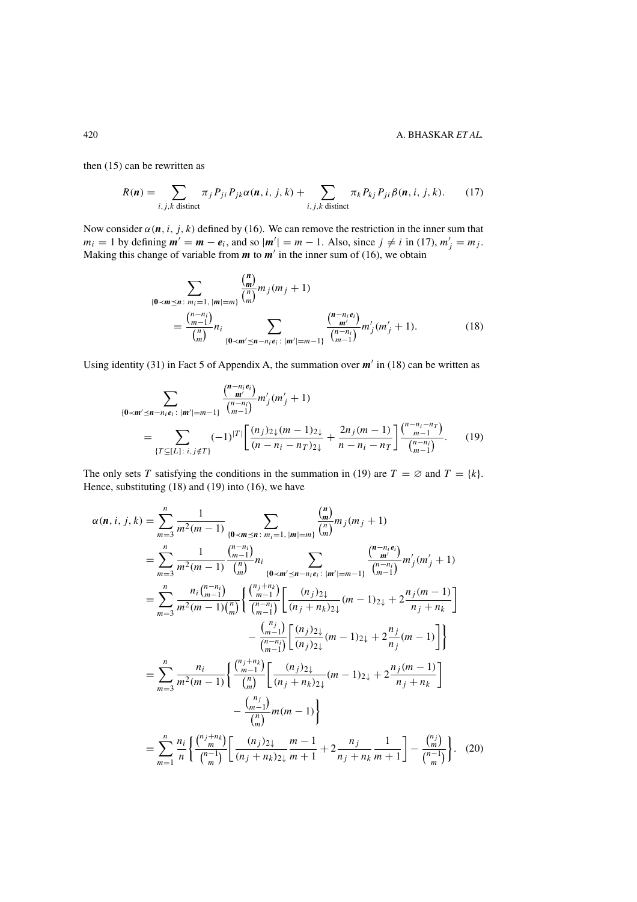then (15) can be rewritten as

$$R(\boldsymbol{n}) = \sum_{i,j,k \text{ distinct}} \pi_j P_{ji} P_{jk} \alpha(\boldsymbol{n}, i, j, k) + \sum_{i,j,k \text{ distinct}} \pi_k P_{kj} P_{ji} \beta(\boldsymbol{n}, i, j, k). \tag{17}$$

Now consider $\alpha(\boldsymbol{n}, i, j, k)$ defined by (16). We can remove the restriction in the inner sum that $m_i = 1$ by defining $\boldsymbol{m}' = \boldsymbol{m} - \boldsymbol{e}_i$, and so $|\boldsymbol{m}'| = m - 1$. Also, since $j \neq i$ in (17), $m'_j = m_j$. Making this change of variable from $\boldsymbol{m}$ to $\boldsymbol{m}'$ in the inner sum of (16), we obtain

$$\begin{aligned}
&\sum_{\{\boldsymbol{0} \prec \boldsymbol{m} \preceq \boldsymbol{n} :\, m_i = 1,\, |\boldsymbol{m}| = m\}} \frac{\binom{\boldsymbol{n}}{\boldsymbol{m}}}{\binom{n}{m}} m_j (m_j + 1) \\
&\quad = \frac{\binom{n-n_i}{m-1}}{\binom{n}{m}} n_i \sum_{\{\boldsymbol{0} \prec \boldsymbol{m}' \preceq \boldsymbol{n} - n_i \boldsymbol{e}_i :\, |\boldsymbol{m}'| = m-1\}} \frac{\binom{\boldsymbol{n} - n_i \boldsymbol{e}_i}{\boldsymbol{m}'}}{\binom{n-n_i}{m-1}} m'_j (m'_j + 1).
\end{aligned} \tag{18}$$

Using identity (31) in Fact 5 of Appendix A, the summation over $\boldsymbol{m}'$ in (18) can be written as

$$\begin{aligned}
&\sum_{\{\boldsymbol{0} \prec \boldsymbol{m}' \preceq \boldsymbol{n} - n_i \boldsymbol{e}_i :\, |\boldsymbol{m}'| = m-1\}} \frac{\binom{\boldsymbol{n} - n_i \boldsymbol{e}_i}{\boldsymbol{m}'}}{\binom{n-n_i}{m-1}} m'_j (m'_j + 1) \\
&\quad = \sum_{\{T \subseteq [L] :\, i, j \notin T\}} (-1)^{|T|} \left[ \frac{(n_j)_{2\downarrow} (m-1)_{2\downarrow}}{(n - n_i - n_T)_{2\downarrow}} + \frac{2 n_j (m-1)}{n - n_i - n_T} \right] \frac{\binom{n - n_i - n_T}{m-1}}{\binom{n-n_i}{m-1}}.
\end{aligned} \tag{19}$$

The only sets $T$ satisfying the conditions in the summation in (19) are $T = \varnothing$ and $T = \{k\}$. Hence, substituting (18) and (19) into (16), we have

$$\begin{aligned}
\alpha(\boldsymbol{n}, i, j, k) &= \sum_{m=3}^{n} \frac{1}{m^2 (m-1)} \sum_{\{\boldsymbol{0} \prec \boldsymbol{m} \preceq \boldsymbol{n} :\, m_i = 1,\, |\boldsymbol{m}| = m\}} \frac{\binom{\boldsymbol{n}}{\boldsymbol{m}}}{\binom{n}{m}} m_j (m_j + 1) \\
&= \sum_{m=3}^{n} \frac{1}{m^2 (m-1)} \frac{\binom{n-n_i}{m-1}}{\binom{n}{m}} n_i \sum_{\{\boldsymbol{0} \prec \boldsymbol{m}' \preceq \boldsymbol{n} - n_i \boldsymbol{e}_i :\, |\boldsymbol{m}'| = m-1\}} \frac{\binom{\boldsymbol{n} - n_i \boldsymbol{e}_i}{\boldsymbol{m}'}}{\binom{n-n_i}{m-1}} m'_j (m'_j + 1) \\
&= \sum_{m=3}^{n} \frac{n_i \binom{n-n_i}{m-1}}{m^2 (m-1) \binom{n}{m}} \left\{ \frac{\binom{n_j + n_k}{m-1}}{\binom{n-n_i}{m-1}} \left[ \frac{(n_j)_{2\downarrow}}{(n_j + n_k)_{2\downarrow}} (m-1)_{2\downarrow} + 2 \frac{n_j (m-1)}{n_j + n_k} \right] \right. \\
&\qquad \left. - \frac{\binom{n_j}{m-1}}{\binom{n-n_i}{m-1}} \left[ \frac{(n_j)_{2\downarrow}}{(n_j)_{2\downarrow}} (m-1)_{2\downarrow} + 2 \frac{n_j}{n_j} (m-1) \right] \right\} \\
&= \sum_{m=3}^{n} \frac{n_i}{m^2 (m-1)} \left\{ \frac{\binom{n_j + n_k}{m-1}}{\binom{n}{m}} \left[ \frac{(n_j)_{2\downarrow}}{(n_j + n_k)_{2\downarrow}} (m-1)_{2\downarrow} + 2 \frac{n_j (m-1)}{n_j + n_k} \right] \right. \\
&\qquad \left. - \frac{\binom{n_j}{m-1}}{\binom{n}{m}} m (m-1) \right\} \\
&= \sum_{m=1}^{n} \frac{n_i}{n} \left\{ \frac{\binom{n_j + n_k}{m}}{\binom{n-1}{m}} \left[ \frac{(n_j)_{2\downarrow}}{(n_j + n_k)_{2\downarrow}} \frac{m-1}{m+1} + 2 \frac{n_j}{n_j + n_k} \frac{1}{m+1} \right] - \frac{\binom{n_j}{m}}{\binom{n-1}{m}} \right\}.
\end{aligned} \tag{20}$$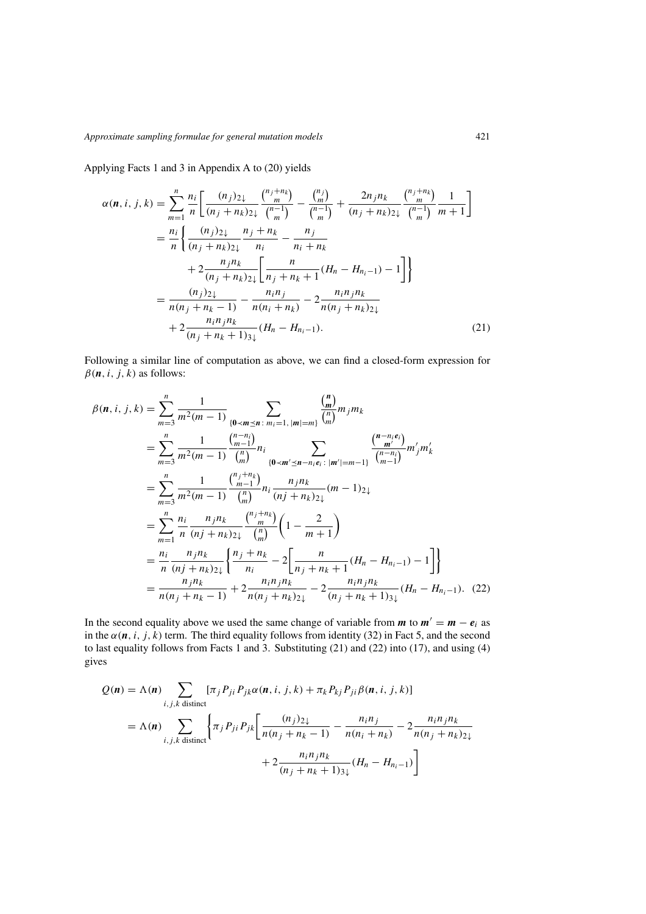Applying Facts 1 and 3 in Appendix A to (20) yields

$$
\begin{aligned}
\alpha(\boldsymbol{n}, i, j, k) &= \sum_{m=1}^{n} \frac{n_i}{n}\left[\frac{(n_j)_{2\downarrow}}{(n_j+n_k)_{2\downarrow}} \frac{\binom{n_j+n_k}{m}}{\binom{n-1}{m}} - \frac{\binom{n_j}{m}}{\binom{n-1}{m}} + \frac{2n_j n_k}{(n_j+n_k)_{2\downarrow}} \frac{\binom{n_j+n_k}{m}}{\binom{n-1}{m}} \frac{1}{m+1}\right] \\
&= \frac{n_i}{n}\left\{ \frac{(n_j)_{2\downarrow}}{(n_j+n_k)_{2\downarrow}} \frac{n_j+n_k}{n_i} - \frac{n_j}{n_i+n_k} \right. \\
&\qquad \left. + 2\frac{n_j n_k}{(n_j+n_k)_{2\downarrow}}\left[\frac{n}{n_j+n_k+1}(H_n - H_{n_i-1}) - 1\right]\right\} \\
&= \frac{(n_j)_{2\downarrow}}{n(n_j+n_k-1)} - \frac{n_i n_j}{n(n_i+n_k)} - 2\frac{n_i n_j n_k}{n(n_j+n_k)_{2\downarrow}} \\
&\qquad + 2\frac{n_i n_j n_k}{(n_j+n_k+1)_{3\downarrow}}(H_n - H_{n_i-1}).
\end{aligned} \tag{21}
$$

Following a similar line of computation as above, we can find a closed-form expression for $\beta(\boldsymbol{n}, i, j, k)$ as follows:

$$
\begin{aligned}
\beta(\boldsymbol{n}, i, j, k) &= \sum_{m=3}^{n} \frac{1}{m^2(m-1)} \sum_{\{\boldsymbol{0}\prec \boldsymbol{m}\preceq \boldsymbol{n}:\, m_i=1,\, |\boldsymbol{m}|=m\}} \frac{\binom{\boldsymbol{n}}{\boldsymbol{m}}}{\binom{n}{m}} m_j m_k \\
&= \sum_{m=3}^{n} \frac{1}{m^2(m-1)} \frac{\binom{n-n_i}{m-1}}{\binom{n}{m}} n_i \sum_{\{\boldsymbol{0}\prec \boldsymbol{m}'\preceq \boldsymbol{n}-n_i\boldsymbol{e}_i:\, |\boldsymbol{m}'|=m-1\}} \frac{\binom{\boldsymbol{n}-n_i\boldsymbol{e}_i}{\boldsymbol{m}'}}{\binom{n-n_i}{m-1}} m'_j m'_k \\
&= \sum_{m=3}^{n} \frac{1}{m^2(m-1)} \frac{\binom{n_j+n_k}{m-1}}{\binom{n}{m}} n_i \frac{n_j n_k}{(nj+n_k)_{2\downarrow}} (m-1)_{2\downarrow} \\
&= \sum_{m=1}^{n} \frac{n_i}{n} \frac{n_j n_k}{(nj+n_k)_{2\downarrow}} \frac{\binom{n_j+n_k}{m}}{\binom{n}{m}} \left(1 - \frac{2}{m+1}\right) \\
&= \frac{n_i}{n} \frac{n_j n_k}{(nj+n_k)_{2\downarrow}} \left\{ \frac{n_j+n_k}{n_i} - 2\left[\frac{n}{n_j+n_k+1}(H_n - H_{n_i-1}) - 1\right]\right\} \\
&= \frac{n_j n_k}{n(n_j+n_k-1)} + 2\frac{n_i n_j n_k}{n(n_j+n_k)_{2\downarrow}} - 2\frac{n_i n_j n_k}{(n_j+n_k+1)_{3\downarrow}}(H_n - H_{n_i-1}).
\end{aligned} \tag{22}
$$

In the second equality above we used the same change of variable from $\boldsymbol{m}$ to $\boldsymbol{m}' = \boldsymbol{m} - \boldsymbol{e}_i$ as in the $\alpha(\boldsymbol{n}, i, j, k)$ term. The third equality follows from identity (32) in Fact 5, and the second to last equality follows from Facts 1 and 3. Substituting (21) and (22) into (17), and using (4) gives

$$
\begin{aligned}
Q(\boldsymbol{n}) &= \Lambda(\boldsymbol{n}) \sum_{i,j,k \text{ distinct}} [\pi_j P_{ji} P_{jk} \alpha(\boldsymbol{n}, i, j, k) + \pi_k P_{kj} P_{ji} \beta(\boldsymbol{n}, i, j, k)] \\
&= \Lambda(\boldsymbol{n}) \sum_{i,j,k \text{ distinct}} \left\{ \pi_j P_{ji} P_{jk} \left[ \frac{(n_j)_{2\downarrow}}{n(n_j+n_k-1)} - \frac{n_i n_j}{n(n_i+n_k)} - 2\frac{n_i n_j n_k}{n(n_j+n_k)_{2\downarrow}} \right. \right. \\
&\qquad \left. + 2\frac{n_i n_j n_k}{(n_j+n_k+1)_{3\downarrow}}(H_n - H_{n_i-1}) \right]
\end{aligned}
$$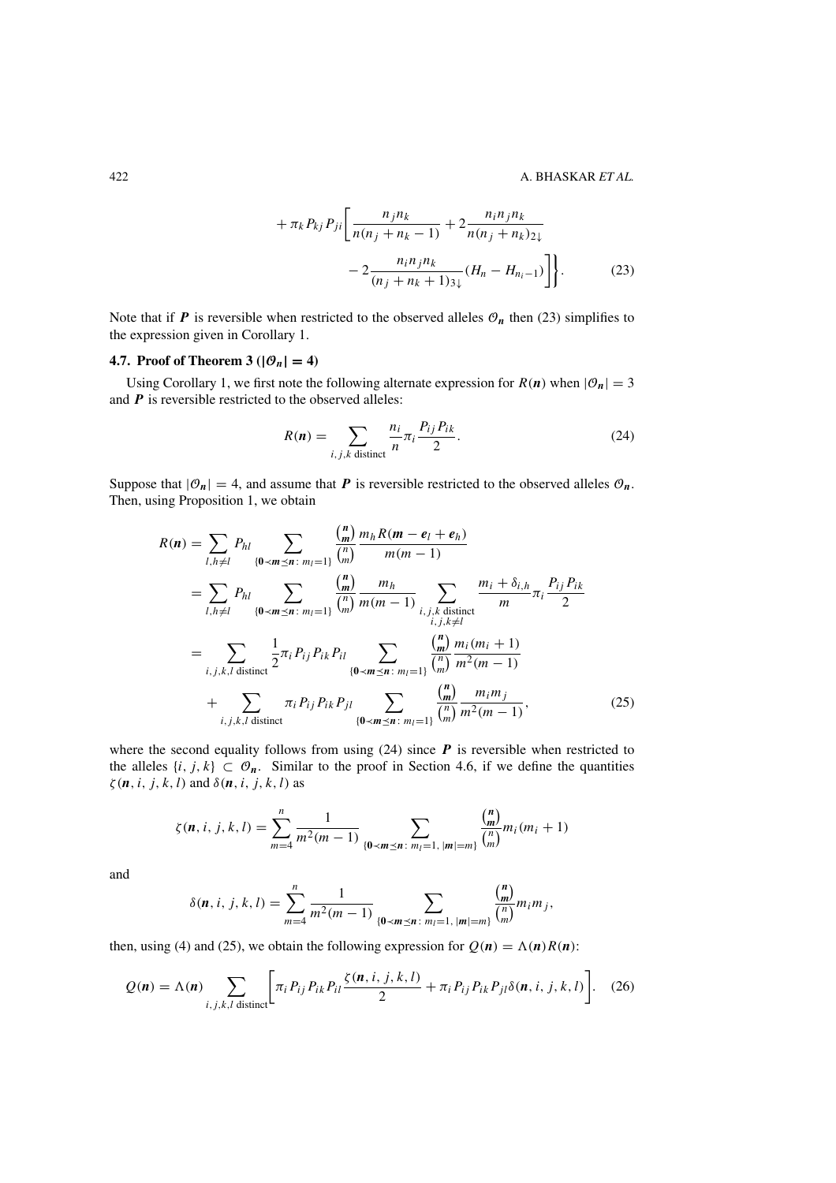$$
+ \pi_k P_{kj} P_{ji} \Bigg[ \frac{n_j n_k}{n(n_j + n_k - 1)} + 2 \frac{n_i n_j n_k}{n(n_j + n_k)_{2\downarrow}} - 2 \frac{n_i n_j n_k}{(n_j + n_k + 1)_{3\downarrow}} (H_n - H_{n_i - 1}) \Bigg] \Bigg\}. \tag{23}
$$

Note that if $\boldsymbol{P}$ is reversible when restricted to the observed alleles $\mathcal{O}_{\boldsymbol{n}}$ then (23) simplifies to the expression given in Corollary 1.

### 4.7. Proof of Theorem 3 ($|\mathcal{O}_{\boldsymbol{n}}| = 4$)

Using Corollary 1, we first note the following alternate expression for $R(\boldsymbol{n})$ when $|\mathcal{O}_{\boldsymbol{n}}| = 3$ and $\boldsymbol{P}$ is reversible restricted to the observed alleles:

$$
R(\boldsymbol{n}) = \sum_{i,j,k \text{ distinct}} \frac{n_i}{n} \pi_i \frac{P_{ij} P_{ik}}{2}. \tag{24}
$$

Suppose that $|\mathcal{O}_{\boldsymbol{n}}| = 4$, and assume that $\boldsymbol{P}$ is reversible restricted to the observed alleles $\mathcal{O}_{\boldsymbol{n}}$. Then, using Proposition 1, we obtain

$$
\begin{aligned}
R(\boldsymbol{n}) &= \sum_{l,h \neq l} P_{hl} \sum_{\{\boldsymbol{0} \prec \boldsymbol{m} \preceq \boldsymbol{n} \colon m_l = 1\}} \frac{\binom{\boldsymbol{n}}{\boldsymbol{m}}}{\binom{n}{m}} \frac{m_h R(\boldsymbol{m} - \boldsymbol{e}_l + \boldsymbol{e}_h)}{m(m-1)} \\
&= \sum_{l,h \neq l} P_{hl} \sum_{\{\boldsymbol{0} \prec \boldsymbol{m} \preceq \boldsymbol{n} \colon m_l = 1\}} \frac{\binom{\boldsymbol{n}}{\boldsymbol{m}}}{\binom{n}{m}} \frac{m_h}{m(m-1)} \sum_{\substack{i,j,k \text{ distinct} \\ i,j,k \neq l}} \frac{m_i + \delta_{i,h}}{m} \pi_i \frac{P_{ij} P_{ik}}{2} \\
&= \sum_{i,j,k,l \text{ distinct}} \frac{1}{2} \pi_i P_{ij} P_{ik} P_{il} \sum_{\{\boldsymbol{0} \prec \boldsymbol{m} \preceq \boldsymbol{n} \colon m_l = 1\}} \frac{\binom{\boldsymbol{n}}{\boldsymbol{m}}}{\binom{n}{m}} \frac{m_i(m_i + 1)}{m^2(m-1)} \\
&\quad + \sum_{i,j,k,l \text{ distinct}} \pi_i P_{ij} P_{ik} P_{jl} \sum_{\{\boldsymbol{0} \prec \boldsymbol{m} \preceq \boldsymbol{n} \colon m_l = 1\}} \frac{\binom{\boldsymbol{n}}{\boldsymbol{m}}}{\binom{n}{m}} \frac{m_i m_j}{m^2(m-1)},
\end{aligned} \tag{25}
$$

where the second equality follows from using (24) since $\boldsymbol{P}$ is reversible when restricted to the alleles $\{i, j, k\} \subset \mathcal{O}_{\boldsymbol{n}}$. Similar to the proof in Section 4.6, if we define the quantities $\zeta(\boldsymbol{n}, i, j, k, l)$ and $\delta(\boldsymbol{n}, i, j, k, l)$ as

$$
\zeta(\boldsymbol{n}, i, j, k, l) = \sum_{m=4}^{n} \frac{1}{m^2(m-1)} \sum_{\{\boldsymbol{0} \prec \boldsymbol{m} \preceq \boldsymbol{n} \colon m_l = 1, \, |\boldsymbol{m}| = m\}} \frac{\binom{\boldsymbol{n}}{\boldsymbol{m}}}{\binom{n}{m}} m_i(m_i + 1)
$$

and

$$
\delta(\boldsymbol{n}, i, j, k, l) = \sum_{m=4}^{n} \frac{1}{m^2(m-1)} \sum_{\{\boldsymbol{0} \prec \boldsymbol{m} \preceq \boldsymbol{n} \colon m_l = 1, \, |\boldsymbol{m}| = m\}} \frac{\binom{\boldsymbol{n}}{\boldsymbol{m}}}{\binom{n}{m}} m_i m_j,
$$

then, using (4) and (25), we obtain the following expression for $Q(\boldsymbol{n}) = \Lambda(\boldsymbol{n}) R(\boldsymbol{n})$:

$$
Q(\boldsymbol{n}) = \Lambda(\boldsymbol{n}) \sum_{i,j,k,l \text{ distinct}} \Bigg[ \pi_i P_{ij} P_{ik} P_{il} \frac{\zeta(\boldsymbol{n}, i, j, k, l)}{2} + \pi_i P_{ij} P_{ik} P_{jl} \delta(\boldsymbol{n}, i, j, k, l) \Bigg]. \tag{26}
$$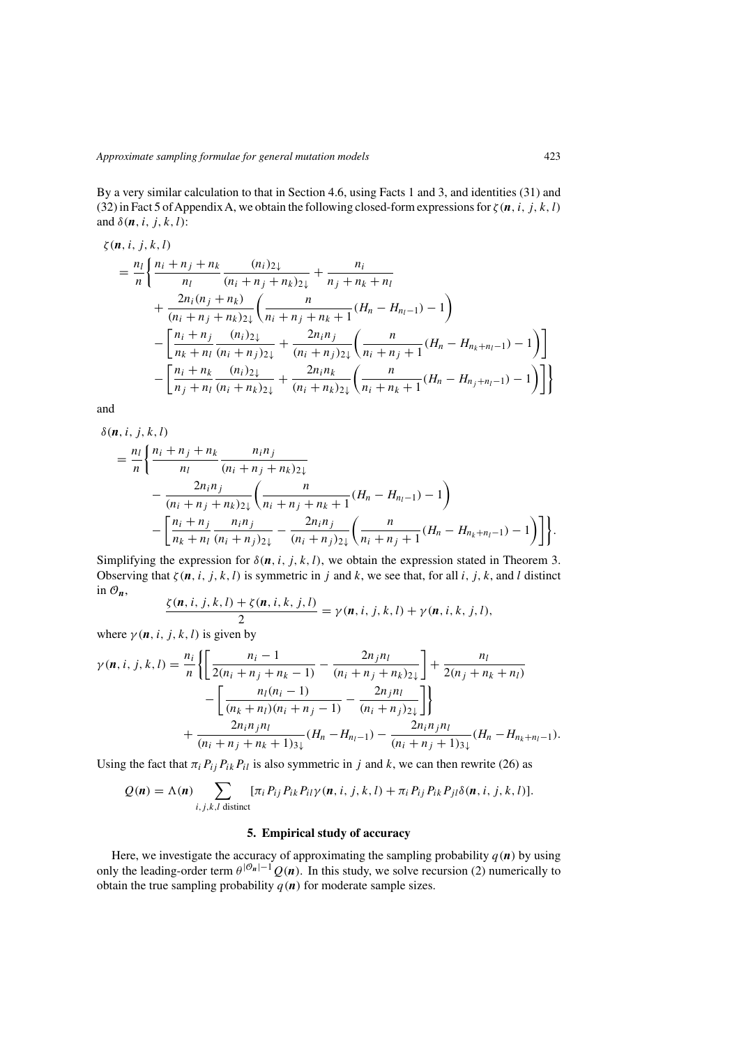By a very similar calculation to that in Section 4.6, using Facts 1 and 3, and identities (31) and (32) in Fact 5 of Appendix A, we obtain the following closed-form expressions for $\zeta(\boldsymbol{n}, i, j, k, l)$ and $\delta(\boldsymbol{n}, i, j, k, l)$:

$$
\begin{aligned}
\zeta(\boldsymbol{n}, i, j, k, l) &= \frac{n_l}{n}\Bigg\{\frac{n_i+n_j+n_k}{n_l}\frac{(n_i)_{2\downarrow}}{(n_i+n_j+n_k)_{2\downarrow}} + \frac{n_i}{n_j+n_k+n_l} \\
&\quad + \frac{2n_i(n_j+n_k)}{(n_i+n_j+n_k)_{2\downarrow}}\bigg(\frac{n}{n_i+n_j+n_k+1}(H_n - H_{n_l-1}) - 1\bigg) \\
&\quad - \bigg[\frac{n_i+n_j}{n_k+n_l}\frac{(n_i)_{2\downarrow}}{(n_i+n_j)_{2\downarrow}} + \frac{2n_in_j}{(n_i+n_j)_{2\downarrow}}\bigg(\frac{n}{n_i+n_j+1}(H_n - H_{n_k+n_l-1}) - 1\bigg)\bigg] \\
&\quad - \bigg[\frac{n_i+n_k}{n_j+n_l}\frac{(n_i)_{2\downarrow}}{(n_i+n_k)_{2\downarrow}} + \frac{2n_in_k}{(n_i+n_k)_{2\downarrow}}\bigg(\frac{n}{n_i+n_k+1}(H_n - H_{n_j+n_l-1}) - 1\bigg)\bigg]\Bigg\}
\end{aligned}
$$

and

$$
\begin{aligned}
\delta(\boldsymbol{n}, i, j, k, l) &= \frac{n_l}{n}\Bigg\{\frac{n_i+n_j+n_k}{n_l}\frac{n_in_j}{(n_i+n_j+n_k)_{2\downarrow}} \\
&\quad - \frac{2n_in_j}{(n_i+n_j+n_k)_{2\downarrow}}\bigg(\frac{n}{n_i+n_j+n_k+1}(H_n - H_{n_l-1}) - 1\bigg) \\
&\quad - \bigg[\frac{n_i+n_j}{n_k+n_l}\frac{n_in_j}{(n_i+n_j)_{2\downarrow}} - \frac{2n_in_j}{(n_i+n_j)_{2\downarrow}}\bigg(\frac{n}{n_i+n_j+1}(H_n - H_{n_k+n_l-1}) - 1\bigg)\bigg]\Bigg\}.
\end{aligned}
$$

Simplifying the expression for $\delta(\boldsymbol{n}, i, j, k, l)$, we obtain the expression stated in Theorem 3. Observing that $\zeta(\boldsymbol{n}, i, j, k, l)$ is symmetric in $j$ and $k$, we see that, for all $i$, $j$, $k$, and $l$ distinct in $\mathcal{O}_{\boldsymbol{n}}$,

$$
\frac{\zeta(\boldsymbol{n}, i, j, k, l) + \zeta(\boldsymbol{n}, i, k, j, l)}{2} = \gamma(\boldsymbol{n}, i, j, k, l) + \gamma(\boldsymbol{n}, i, k, j, l),
$$

where $\gamma(\boldsymbol{n}, i, j, k, l)$ is given by

$$
\begin{aligned}
\gamma(\boldsymbol{n}, i, j, k, l) &= \frac{n_i}{n}\Bigg\{\bigg[\frac{n_i-1}{2(n_i+n_j+n_k-1)} - \frac{2n_jn_l}{(n_i+n_j+n_k)_{2\downarrow}}\bigg] + \frac{n_l}{2(n_j+n_k+n_l)} \\
&\quad - \bigg[\frac{n_l(n_i-1)}{(n_k+n_l)(n_i+n_j-1)} - \frac{2n_jn_l}{(n_i+n_j)_{2\downarrow}}\bigg]\Bigg\} \\
&\quad + \frac{2n_in_jn_l}{(n_i+n_j+n_k+1)_{3\downarrow}}(H_n - H_{n_l-1}) - \frac{2n_in_jn_l}{(n_i+n_j+1)_{3\downarrow}}(H_n - H_{n_k+n_l-1}).
\end{aligned}
$$

Using the fact that $\pi_iP_{ij}P_{ik}P_{il}$ is also symmetric in $j$ and $k$, we can then rewrite (26) as

$$
Q(\boldsymbol{n}) = \Lambda(\boldsymbol{n})\sum_{i,j,k,l \text{ distinct}}[\pi_iP_{ij}P_{ik}P_{il}\gamma(\boldsymbol{n}, i, j, k, l) + \pi_iP_{ij}P_{ik}P_{jl}\delta(\boldsymbol{n}, i, j, k, l)].
$$

## 5. Empirical study of accuracy

Here, we investigate the accuracy of approximating the sampling probability $q(\boldsymbol{n})$ by using only the leading-order term $\theta^{|\mathcal{O}_{\boldsymbol{n}}|-1}Q(\boldsymbol{n})$. In this study, we solve recursion (2) numerically to obtain the true sampling probability $q(\boldsymbol{n})$ for moderate sample sizes.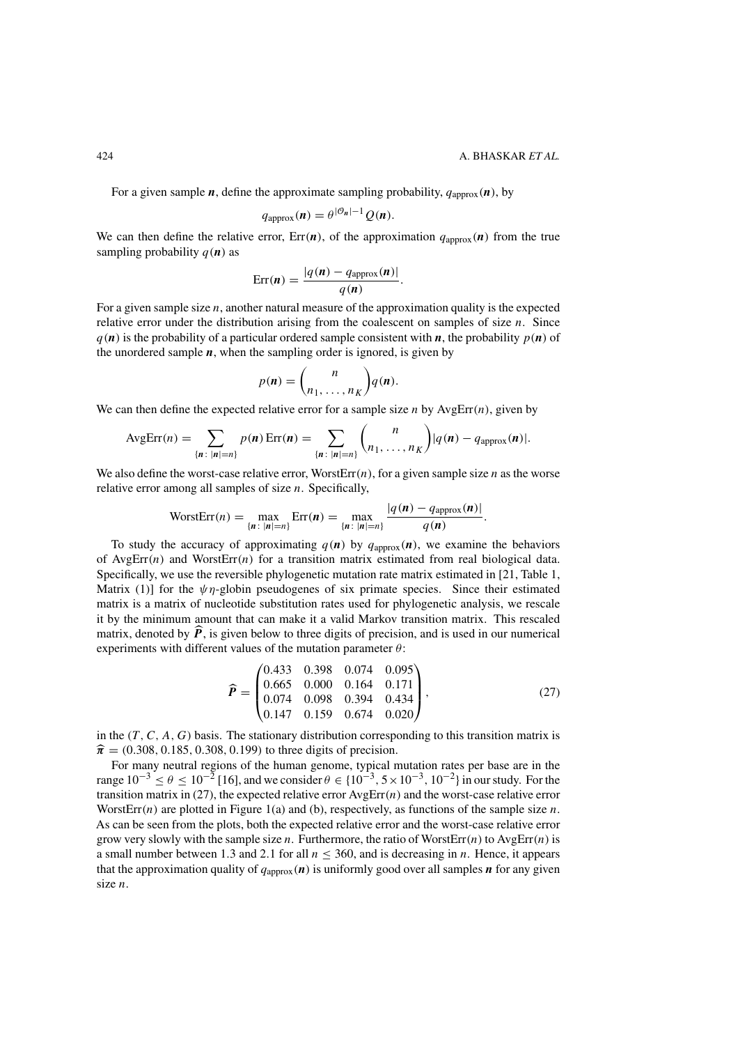For a given sample $\boldsymbol{n}$, define the approximate sampling probability, $q_{\text{approx}}(\boldsymbol{n})$, by

$$q_{\text{approx}}(\boldsymbol{n}) = \theta^{|\mathcal{O}_{\boldsymbol{n}}|-1} Q(\boldsymbol{n}).$$

We can then define the relative error, $\text{Err}(\boldsymbol{n})$, of the approximation $q_{\text{approx}}(\boldsymbol{n})$ from the true sampling probability $q(\boldsymbol{n})$ as

$$\text{Err}(\boldsymbol{n}) = \frac{|q(\boldsymbol{n}) - q_{\text{approx}}(\boldsymbol{n})|}{q(\boldsymbol{n})}.$$

For a given sample size $n$, another natural measure of the approximation quality is the expected relative error under the distribution arising from the coalescent on samples of size $n$. Since $q(\boldsymbol{n})$ is the probability of a particular ordered sample consistent with $\boldsymbol{n}$, the probability $p(\boldsymbol{n})$ of the unordered sample $\boldsymbol{n}$, when the sampling order is ignored, is given by

$$p(\boldsymbol{n}) = \binom{n}{n_1, \ldots, n_K} q(\boldsymbol{n}).$$

We can then define the expected relative error for a sample size $n$ by $\text{AvgErr}(n)$, given by

$$\text{AvgErr}(n) = \sum_{\{\boldsymbol{n}\,:\,|\boldsymbol{n}|=n\}} p(\boldsymbol{n})\,\text{Err}(\boldsymbol{n}) = \sum_{\{\boldsymbol{n}\,:\,|\boldsymbol{n}|=n\}} \binom{n}{n_1, \ldots, n_K} |q(\boldsymbol{n}) - q_{\text{approx}}(\boldsymbol{n})|.$$

We also define the worst-case relative error, $\text{WorstErr}(n)$, for a given sample size $n$ as the worse relative error among all samples of size $n$. Specifically,

$$\text{WorstErr}(n) = \max_{\{\boldsymbol{n}\,:\,|\boldsymbol{n}|=n\}} \text{Err}(\boldsymbol{n}) = \max_{\{\boldsymbol{n}\,:\,|\boldsymbol{n}|=n\}} \frac{|q(\boldsymbol{n}) - q_{\text{approx}}(\boldsymbol{n})|}{q(\boldsymbol{n})}.$$

To study the accuracy of approximating $q(\boldsymbol{n})$ by $q_{\text{approx}}(\boldsymbol{n})$, we examine the behaviors of $\text{AvgErr}(n)$ and $\text{WorstErr}(n)$ for a transition matrix estimated from real biological data. Specifically, we use the reversible phylogenetic mutation rate matrix estimated in [21, Table 1, Matrix (1)] for the $\psi\eta$-globin pseudogenes of six primate species. Since their estimated matrix is a matrix of nucleotide substitution rates used for phylogenetic analysis, we rescale it by the minimum amount that can make it a valid Markov transition matrix. This rescaled matrix, denoted by $\widehat{\boldsymbol{P}}$, is given below to three digits of precision, and is used in our numerical experiments with different values of the mutation parameter $\theta$:

$$\widehat{\boldsymbol{P}} = \begin{pmatrix} 0.433 & 0.398 & 0.074 & 0.095 \\ 0.665 & 0.000 & 0.164 & 0.171 \\ 0.074 & 0.098 & 0.394 & 0.434 \\ 0.147 & 0.159 & 0.674 & 0.020 \end{pmatrix}, \tag{27}$$

in the $(T, C, A, G)$ basis. The stationary distribution corresponding to this transition matrix is $\widehat{\boldsymbol{\pi}} = (0.308, 0.185, 0.308, 0.199)$ to three digits of precision.

For many neutral regions of the human genome, typical mutation rates per base are in the range $10^{-3} \leq \theta \leq 10^{-2}$ [16], and we consider $\theta \in \{10^{-3}, 5 \times 10^{-3}, 10^{-2}\}$ in our study. For the transition matrix in (27), the expected relative error $\text{AvgErr}(n)$ and the worst-case relative error $\text{WorstErr}(n)$ are plotted in Figure 1(a) and (b), respectively, as functions of the sample size $n$. As can be seen from the plots, both the expected relative error and the worst-case relative error grow very slowly with the sample size $n$. Furthermore, the ratio of $\text{WorstErr}(n)$ to $\text{AvgErr}(n)$ is a small number between 1.3 and 2.1 for all $n \leq 360$, and is decreasing in $n$. Hence, it appears that the approximation quality of $q_{\text{approx}}(\boldsymbol{n})$ is uniformly good over all samples $\boldsymbol{n}$ for any given size $n$.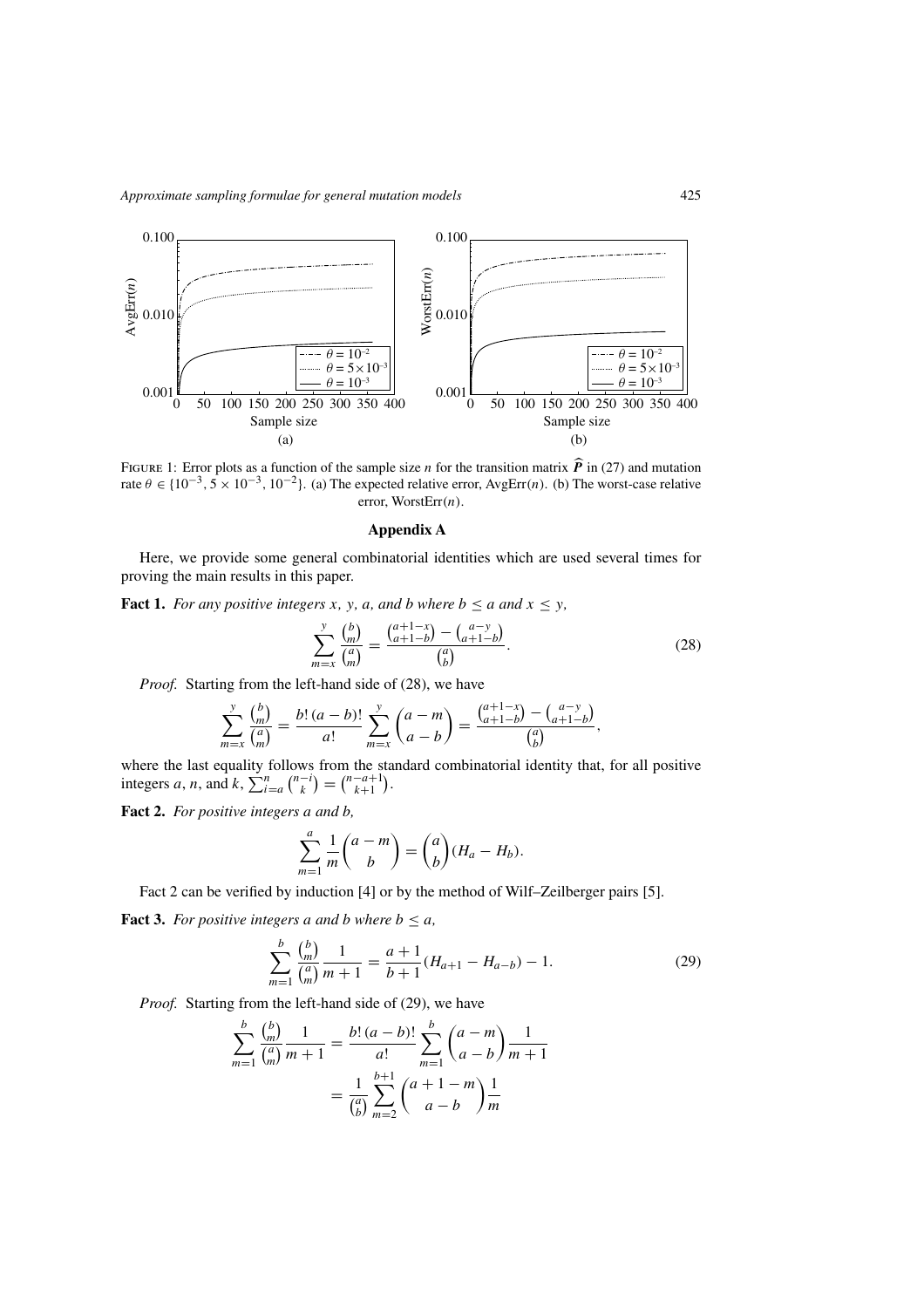FIGURE 1: Error plots as a function of the sample size $n$ for the transition matrix $\widehat{\boldsymbol{P}}$ in (27) and mutation rate $\theta \in \{10^{-3}, 5 \times 10^{-3}, 10^{-2}\}$. (a) The expected relative error, AvgErr($n$). (b) The worst-case relative error, WorstErr($n$).

## Appendix A

Here, we provide some general combinatorial identities which are used several times for proving the main results in this paper.

**Fact 1.** *For any positive integers $x$, $y$, $a$, and $b$ where $b \leq a$ and $x \leq y$,*

$$\sum_{m=x}^{y} \frac{\binom{b}{m}}{\binom{a}{m}} = \frac{\binom{a+1-x}{a+1-b} - \binom{a-y}{a+1-b}}{\binom{a}{b}}. \tag{28}$$

*Proof.* Starting from the left-hand side of (28), we have

$$\sum_{m=x}^{y} \frac{\binom{b}{m}}{\binom{a}{m}} = \frac{b!\,(a-b)!}{a!} \sum_{m=x}^{y} \binom{a-m}{a-b} = \frac{\binom{a+1-x}{a+1-b} - \binom{a-y}{a+1-b}}{\binom{a}{b}},$$

where the last equality follows from the standard combinatorial identity that, for all positive integers $a$, $n$, and $k$, $\sum_{i=a}^{n} \binom{n-i}{k} = \binom{n-a+1}{k+1}$.

**Fact 2.** *For positive integers $a$ and $b$,*

$$\sum_{m=1}^{a} \frac{1}{m} \binom{a-m}{b} = \binom{a}{b} (H_a - H_b).$$

Fact 2 can be verified by induction [4] or by the method of Wilf–Zeilberger pairs [5].

**Fact 3.** *For positive integers $a$ and $b$ where $b \leq a$,*

$$\sum_{m=1}^{b} \frac{\binom{b}{m}}{\binom{a}{m}} \frac{1}{m+1} = \frac{a+1}{b+1} (H_{a+1} - H_{a-b}) - 1. \tag{29}$$

*Proof.* Starting from the left-hand side of (29), we have

$$\begin{aligned}
\sum_{m=1}^{b} \frac{\binom{b}{m}}{\binom{a}{m}} \frac{1}{m+1} &= \frac{b!\,(a-b)!}{a!} \sum_{m=1}^{b} \binom{a-m}{a-b} \frac{1}{m+1} \\
&= \frac{1}{\binom{a}{b}} \sum_{m=2}^{b+1} \binom{a+1-m}{a-b} \frac{1}{m}
\end{aligned}$$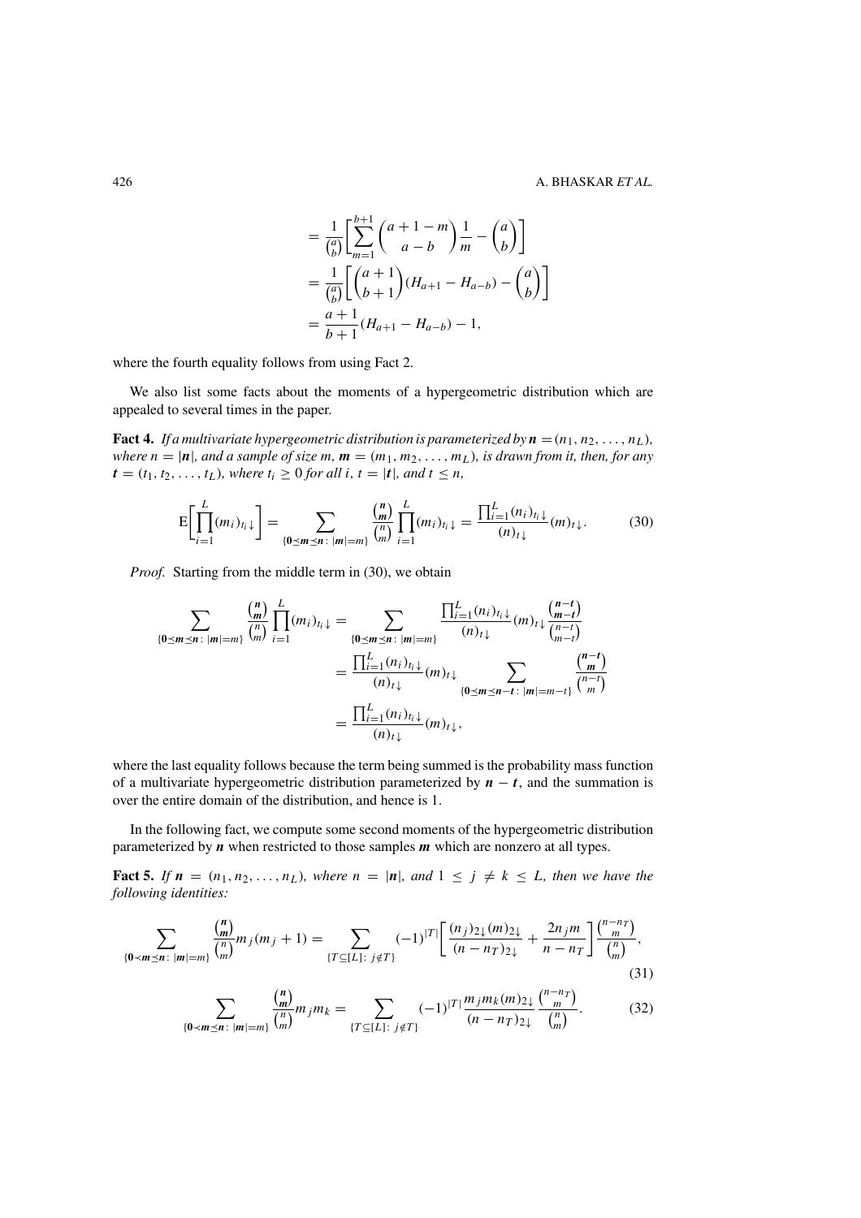$$
\begin{aligned}
&= \frac{1}{\binom{a}{b}}\bigg[\sum_{m=1}^{b+1}\binom{a+1-m}{a-b}\frac{1}{m} - \binom{a}{b}\bigg] \\
&= \frac{1}{\binom{a}{b}}\bigg[\binom{a+1}{b+1}(H_{a+1}-H_{a-b}) - \binom{a}{b}\bigg] \\
&= \frac{a+1}{b+1}(H_{a+1}-H_{a-b}) - 1,
\end{aligned}
$$

where the fourth equality follows from using Fact 2.

We also list some facts about the moments of a hypergeometric distribution which are appealed to several times in the paper.

**Fact 4.** *If a multivariate hypergeometric distribution is parameterized by* $\boldsymbol{n} = (n_1, n_2, \ldots, n_L)$, *where* $n = |\boldsymbol{n}|$, *and a sample of size* $m$, $\boldsymbol{m} = (m_1, m_2, \ldots, m_L)$, *is drawn from it, then, for any* $\boldsymbol{t} = (t_1, t_2, \ldots, t_L)$, *where* $t_i \geq 0$ *for all* $i$, $t = |\boldsymbol{t}|$, *and* $t \leq n$,

$$
\mathrm{E}\bigg[\prod_{i=1}^{L}(m_i)_{t_i\downarrow}\bigg] = \sum_{\{\boldsymbol{0}\preceq\boldsymbol{m}\preceq\boldsymbol{n}\colon |\boldsymbol{m}|=m\}} \frac{\binom{\boldsymbol{n}}{\boldsymbol{m}}}{\binom{n}{m}}\prod_{i=1}^{L}(m_i)_{t_i\downarrow} = \frac{\prod_{i=1}^{L}(n_i)_{t_i\downarrow}}{(n)_{t\downarrow}}(m)_{t\downarrow}. \tag{30}
$$

*Proof.* Starting from the middle term in (30), we obtain

$$
\begin{aligned}
\sum_{\{\boldsymbol{0}\preceq\boldsymbol{m}\preceq\boldsymbol{n}\colon |\boldsymbol{m}|=m\}} \frac{\binom{\boldsymbol{n}}{\boldsymbol{m}}}{\binom{n}{m}}\prod_{i=1}^{L}(m_i)_{t_i\downarrow} &= \sum_{\{\boldsymbol{0}\preceq\boldsymbol{m}\preceq\boldsymbol{n}\colon |\boldsymbol{m}|=m\}} \frac{\prod_{i=1}^{L}(n_i)_{t_i\downarrow}}{(n)_{t\downarrow}}(m)_{t\downarrow}\frac{\binom{\boldsymbol{n}-\boldsymbol{t}}{\boldsymbol{m}-\boldsymbol{t}}}{\binom{n-t}{m-t}} \\
&= \frac{\prod_{i=1}^{L}(n_i)_{t_i\downarrow}}{(n)_{t\downarrow}}(m)_{t\downarrow}\sum_{\{\boldsymbol{0}\preceq\boldsymbol{m}\preceq\boldsymbol{n}-\boldsymbol{t}\colon |\boldsymbol{m}|=m-t\}}\frac{\binom{\boldsymbol{n}-\boldsymbol{t}}{\boldsymbol{m}}}{\binom{n-t}{m}} \\
&= \frac{\prod_{i=1}^{L}(n_i)_{t_i\downarrow}}{(n)_{t\downarrow}}(m)_{t\downarrow},
\end{aligned}
$$

where the last equality follows because the term being summed is the probability mass function of a multivariate hypergeometric distribution parameterized by $\boldsymbol{n} - \boldsymbol{t}$, and the summation is over the entire domain of the distribution, and hence is 1.

In the following fact, we compute some second moments of the hypergeometric distribution parameterized by $\boldsymbol{n}$ when restricted to those samples $\boldsymbol{m}$ which are nonzero at all types.

**Fact 5.** *If* $\boldsymbol{n} = (n_1, n_2, \ldots, n_L)$, *where* $n = |\boldsymbol{n}|$, *and* $1 \leq j \neq k \leq L$, *then we have the following identities:*

$$
\sum_{\{\boldsymbol{0}\prec\boldsymbol{m}\preceq\boldsymbol{n}\colon |\boldsymbol{m}|=m\}} \frac{\binom{\boldsymbol{n}}{\boldsymbol{m}}}{\binom{n}{m}} m_j(m_j+1) = \sum_{\{T\subseteq[L]\colon j\notin T\}} (-1)^{|T|}\bigg[\frac{(n_j)_{2\downarrow}(m)_{2\downarrow}}{(n-n_T)_{2\downarrow}} + \frac{2n_j m}{n-n_T}\bigg]\frac{\binom{n-n_T}{m}}{\binom{n}{m}}, \tag{31}
$$

$$
\sum_{\{\boldsymbol{0}\prec\boldsymbol{m}\preceq\boldsymbol{n}\colon |\boldsymbol{m}|=m\}} \frac{\binom{\boldsymbol{n}}{\boldsymbol{m}}}{\binom{n}{m}} m_j m_k = \sum_{\{T\subseteq[L]\colon j\notin T\}} (-1)^{|T|}\frac{m_j m_k (m)_{2\downarrow}}{(n-n_T)_{2\downarrow}}\frac{\binom{n-n_T}{m}}{\binom{n}{m}}. \tag{32}
$$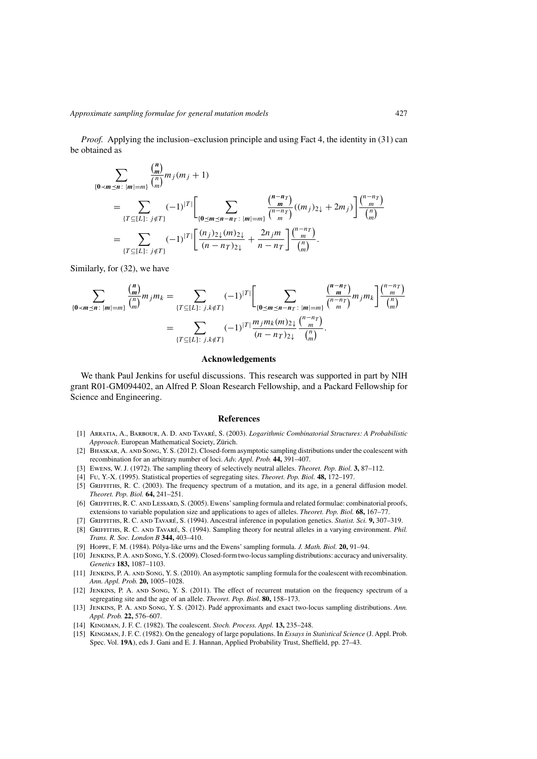*Proof.* Applying the inclusion–exclusion principle and using Fact 4, the identity in (31) can be obtained as

$$
\begin{aligned}
\sum_{\{\mathbf{0}\prec\mathbf{m}\preceq\mathbf{n}\,:\,|\mathbf{m}|=m\}} \frac{\binom{\mathbf{n}}{\mathbf{m}}}{\binom{n}{m}} m_j(m_j+1)
&= \sum_{\{T\subseteq[L]\,:\,j\notin T\}} (-1)^{|T|}\Bigg[\sum_{\{\mathbf{0}\preceq\mathbf{m}\preceq\mathbf{n}-\mathbf{n}_T\,:\,|\mathbf{m}|=m\}} \frac{\binom{\mathbf{n}-\mathbf{n}_T}{\mathbf{m}}}{\binom{n-n_T}{m}}((m_j)_{2\downarrow}+2m_j)\Bigg]\frac{\binom{n-n_T}{m}}{\binom{n}{m}} \\
&= \sum_{\{T\subseteq[L]\,:\,j\notin T\}} (-1)^{|T|}\Bigg[\frac{(n_j)_{2\downarrow}(m)_{2\downarrow}}{(n-n_T)_{2\downarrow}} + \frac{2n_j m}{n-n_T}\Bigg]\frac{\binom{n-n_T}{m}}{\binom{n}{m}}.
\end{aligned}
$$

Similarly, for (32), we have

$$
\begin{aligned}
\sum_{\{\mathbf{0}\prec\mathbf{m}\preceq\mathbf{n}\,:\,|\mathbf{m}|=m\}} \frac{\binom{\mathbf{n}}{\mathbf{m}}}{\binom{n}{m}} m_j m_k
&= \sum_{\{T\subseteq[L]\,:\,j,k\notin T\}} (-1)^{|T|}\Bigg[\sum_{\{\mathbf{0}\preceq\mathbf{m}\preceq\mathbf{n}-\mathbf{n}_T\,:\,|\mathbf{m}|=m\}} \frac{\binom{\mathbf{n}-\mathbf{n}_T}{\mathbf{m}}}{\binom{n-n_T}{m}} m_j m_k\Bigg]\frac{\binom{n-n_T}{m}}{\binom{n}{m}} \\
&= \sum_{\{T\subseteq[L]\,:\,j,k\notin T\}} (-1)^{|T|}\frac{m_j m_k (m)_{2\downarrow}}{(n-n_T)_{2\downarrow}}\frac{\binom{n-n_T}{m}}{\binom{n}{m}}.
\end{aligned}
$$

## Acknowledgements

We thank Paul Jenkins for useful discussions. This research was supported in part by NIH grant R01-GM094402, an Alfred P. Sloan Research Fellowship, and a Packard Fellowship for Science and Engineering.

## References

[1] Arratia, A., Barbour, A. D. and Tavaré, S. (2003). *Logarithmic Combinatorial Structures: A Probabilistic Approach*. European Mathematical Society, Zürich.

[2] Bhaskar, A. and Song, Y. S. (2012). Closed-form asymptotic sampling distributions under the coalescent with recombination for an arbitrary number of loci. *Adv. Appl. Prob.* **44,** 391–407.

[3] Ewens, W. J. (1972). The sampling theory of selectively neutral alleles. *Theoret. Pop. Biol.* **3,** 87–112.

[4] Fu, Y.-X. (1995). Statistical properties of segregating sites. *Theoret. Pop. Biol.* **48,** 172–197.

[5] Griffiths, R. C. (2003). The frequency spectrum of a mutation, and its age, in a general diffusion model. *Theoret. Pop. Biol.* **64,** 241–251.

[6] Griffiths, R. C. and Lessard, S. (2005). Ewens' sampling formula and related formulae: combinatorial proofs, extensions to variable population size and applications to ages of alleles. *Theoret. Pop. Biol.* **68,** 167–77.

[7] Griffiths, R. C. and Tavaré, S. (1994). Ancestral inference in population genetics. *Statist. Sci.* **9,** 307–319.

[8] Griffiths, R. C. and Tavaré, S. (1994). Sampling theory for neutral alleles in a varying environment. *Phil. Trans. R. Soc. London B* **344,** 403–410.

[9] Hoppe, F. M. (1984). Pólya-like urns and the Ewens' sampling formula. *J. Math. Biol.* **20,** 91–94.

[10] Jenkins, P. A. and Song, Y. S. (2009). Closed-form two-locus sampling distributions: accuracy and universality. *Genetics* **183,** 1087–1103.

[11] Jenkins, P. A. and Song, Y. S. (2010). An asymptotic sampling formula for the coalescent with recombination. *Ann. Appl. Prob.* **20,** 1005–1028.

[12] Jenkins, P. A. and Song, Y. S. (2011). The effect of recurrent mutation on the frequency spectrum of a segregating site and the age of an allele. *Theoret. Pop. Biol.* **80,** 158–173.

[13] Jenkins, P. A. and Song, Y. S. (2012). Padé approximants and exact two-locus sampling distributions. *Ann. Appl. Prob.* **22,** 576–607.

[14] Kingman, J. F. C. (1982). The coalescent. *Stoch. Process. Appl.* **13,** 235–248.

[15] Kingman, J. F. C. (1982). On the genealogy of large populations. In *Essays in Statistical Science* (J. Appl. Prob. Spec. Vol. **19A**), eds J. Gani and E. J. Hannan, Applied Probability Trust, Sheffield, pp. 27–43.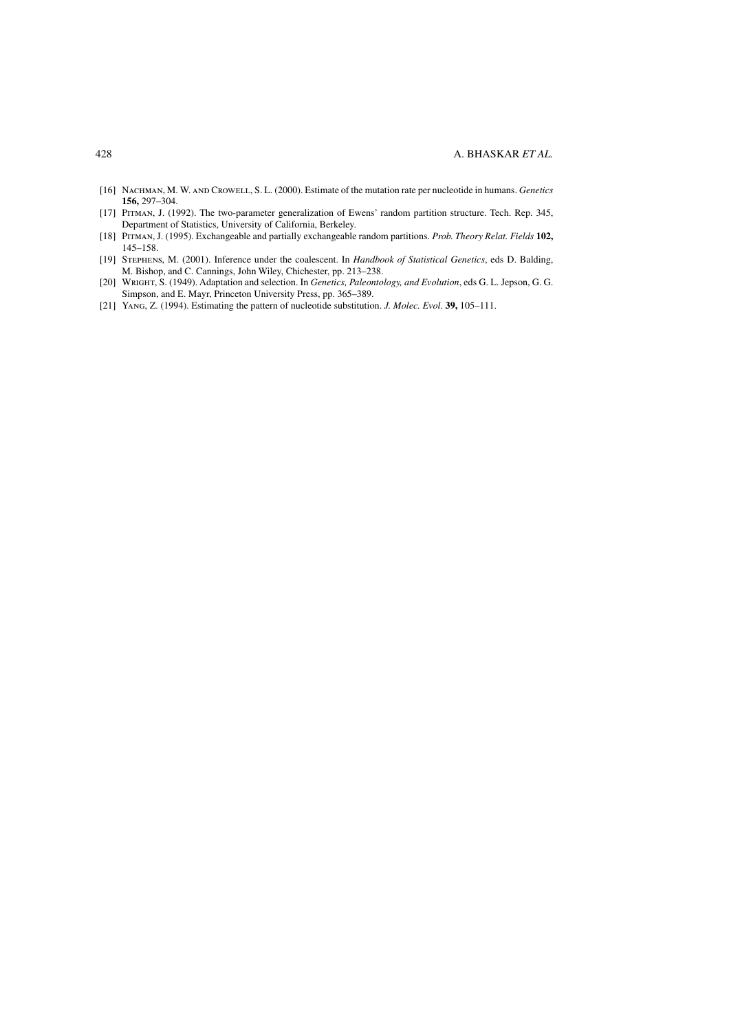[16] Nachman, M. W. and Crowell, S. L. (2000). Estimate of the mutation rate per nucleotide in humans. *Genetics* **156,** 297–304.

[17] Pitman, J. (1992). The two-parameter generalization of Ewens' random partition structure. Tech. Rep. 345, Department of Statistics, University of California, Berkeley.

[18] Pitman, J. (1995). Exchangeable and partially exchangeable random partitions. *Prob. Theory Relat. Fields* **102,** 145–158.

[19] Stephens, M. (2001). Inference under the coalescent. In *Handbook of Statistical Genetics*, eds D. Balding, M. Bishop, and C. Cannings, John Wiley, Chichester, pp. 213–238.

[20] Wright, S. (1949). Adaptation and selection. In *Genetics, Paleontology, and Evolution*, eds G. L. Jepson, G. G. Simpson, and E. Mayr, Princeton University Press, pp. 365–389.

[21] Yang, Z. (1994). Estimating the pattern of nucleotide substitution. *J. Molec. Evol.* **39,** 105–111.